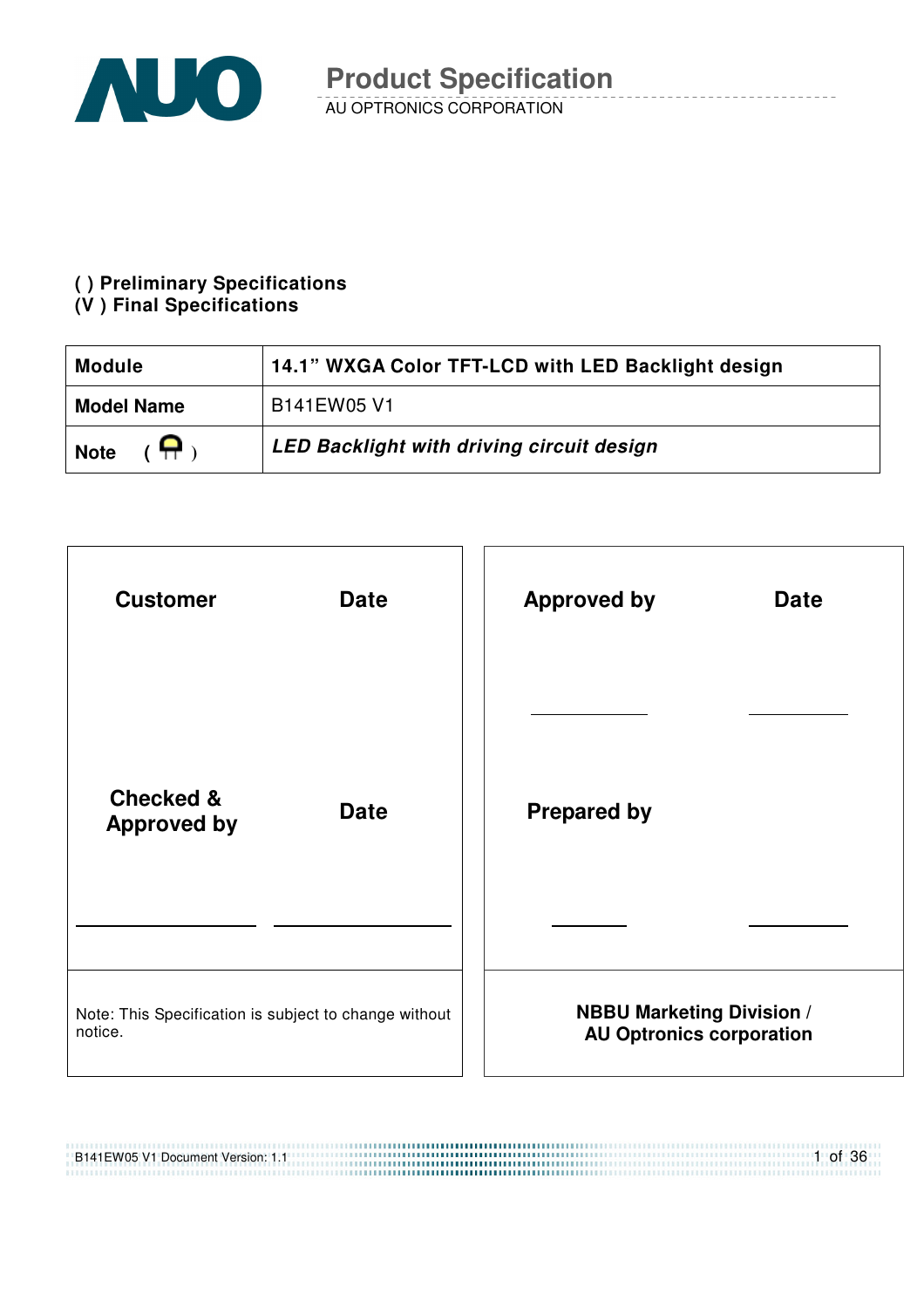# Product Specification

AU OPTRONICS CORPORATION

**( ) Preliminary Specifications**
**(V ) Final Specifications**

| **Module** | **14.1" WXGA Color TFT-LCD with LED Backlight design** |
|---|---|
| **Model Name** | B141EW05 V1 |
| **Note** ( ) | ***LED Backlight with driving circuit design*** |

| **Customer** | **Date** | **Approved by** | **Date** |
|---|---|---|---|
| | | | |
| **Checked & Approved by** | **Date** | **Prepared by** | |
| | | | |
| Note: This Specification is subject to change without notice. | | **NBBU Marketing Division / AU Optronics corporation** | |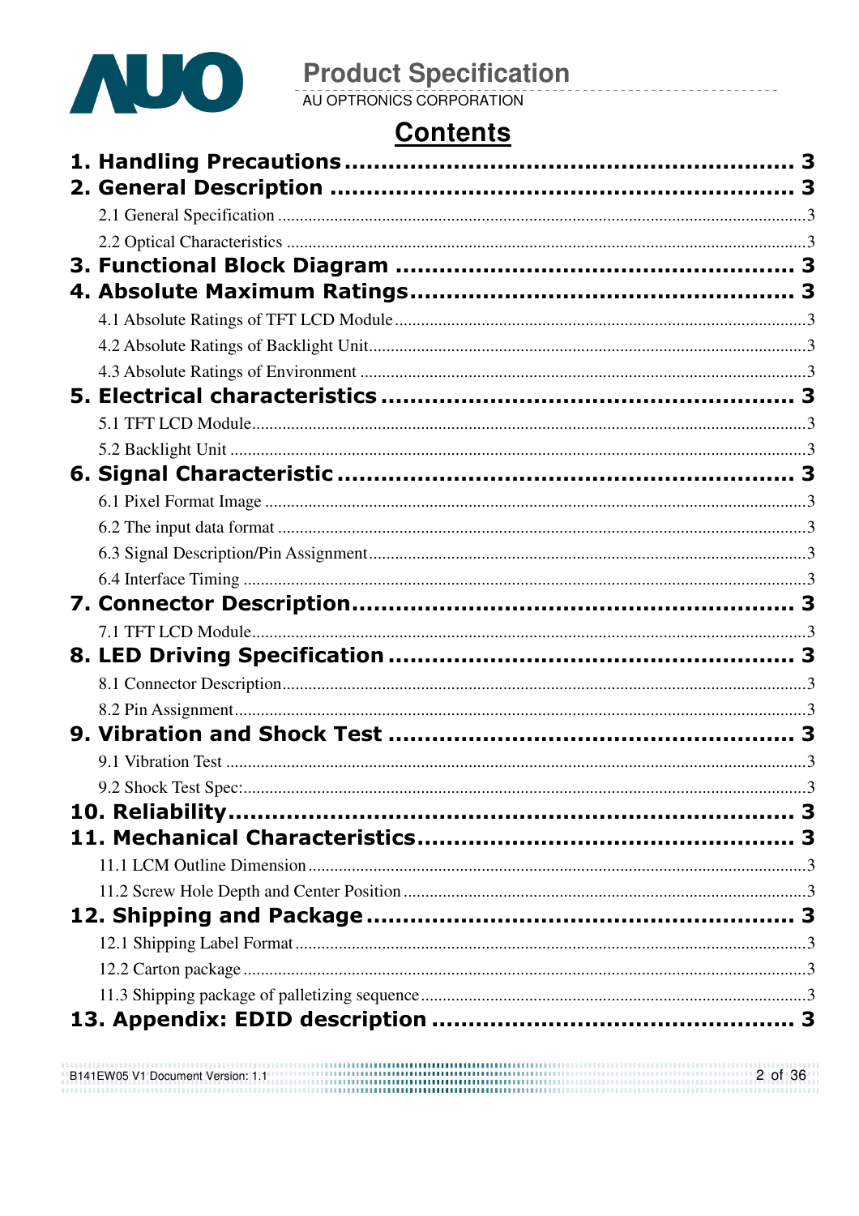# Contents

**1. Handling Precautions** .......................................................... 3

**2. General Description** .......................................................... 3

2.1 General Specification .......................................................... 3

2.2 Optical Characteristics .......................................................... 3

**3. Functional Block Diagram** .......................................................... 3

**4. Absolute Maximum Ratings** .......................................................... 3

4.1 Absolute Ratings of TFT LCD Module .......................................................... 3

4.2 Absolute Ratings of Backlight Unit .......................................................... 3

4.3 Absolute Ratings of Environment .......................................................... 3

**5. Electrical characteristics** .......................................................... 3

5.1 TFT LCD Module .......................................................... 3

5.2 Backlight Unit .......................................................... 3

**6. Signal Characteristic** .......................................................... 3

6.1 Pixel Format Image .......................................................... 3

6.2 The input data format .......................................................... 3

6.3 Signal Description/Pin Assignment .......................................................... 3

6.4 Interface Timing .......................................................... 3

**7. Connector Description** .......................................................... 3

7.1 TFT LCD Module .......................................................... 3

**8. LED Driving Specification** .......................................................... 3

8.1 Connector Description .......................................................... 3

8.2 Pin Assignment .......................................................... 3

**9. Vibration and Shock Test** .......................................................... 3

9.1 Vibration Test .......................................................... 3

9.2 Shock Test Spec: .......................................................... 3

**10. Reliability** .......................................................... 3

**11. Mechanical Characteristics** .......................................................... 3

11.1 LCM Outline Dimension .......................................................... 3

11.2 Screw Hole Depth and Center Position .......................................................... 3

**12. Shipping and Package** .......................................................... 3

12.1 Shipping Label Format .......................................................... 3

12.2 Carton package .......................................................... 3

11.3 Shipping package of palletizing sequence .......................................................... 3

**13. Appendix: EDID description** .......................................................... 3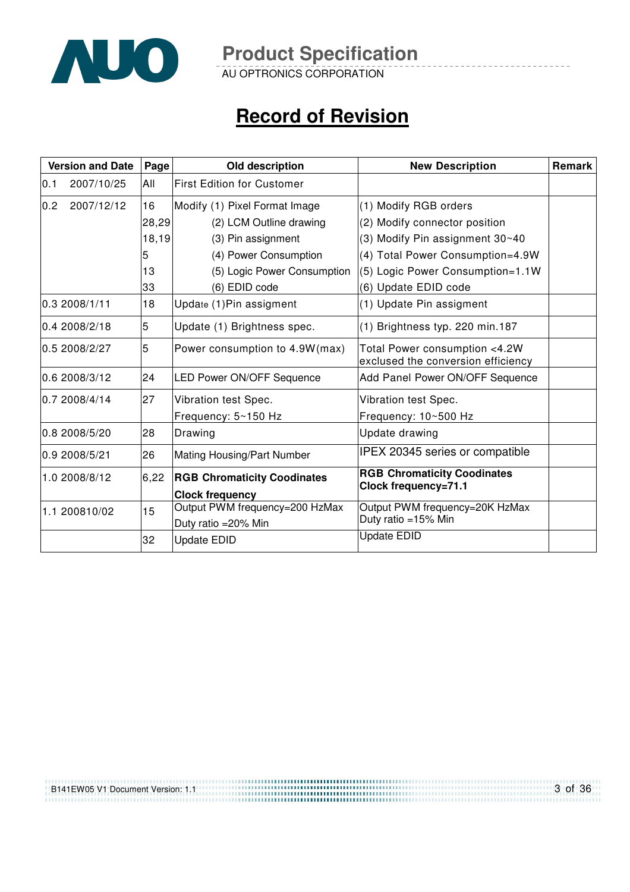# Record of Revision

| Version and Date | Page | Old description | New Description | Remark |
|---|---|---|---|---|
| 0.1 2007/10/25 | All | First Edition for Customer | | |
| 0.2 2007/12/12 | 16<br>28,29<br>18,19<br>5<br>13<br>33 | Modify (1) Pixel Format Image<br>(2) LCM Outline drawing<br>(3) Pin assignment<br>(4) Power Consumption<br>(5) Logic Power Consumption<br>(6) EDID code | (1) Modify RGB orders<br>(2) Modify connector position<br>(3) Modify Pin assignment 30~40<br>(4) Total Power Consumption=4.9W<br>(5) Logic Power Consumption=1.1W<br>(6) Update EDID code | |
| 0.3 2008/1/11 | 18 | Update (1)Pin assigment | (1) Update Pin assigment | |
| 0.4 2008/2/18 | 5 | Update (1) Brightness spec. | (1) Brightness typ. 220 min.187 | |
| 0.5 2008/2/27 | 5 | Power consumption to 4.9W(max) | Total Power consumption <4.2W exclused the conversion efficiency | |
| 0.6 2008/3/12 | 24 | LED Power ON/OFF Sequence | Add Panel Power ON/OFF Sequence | |
| 0.7 2008/4/14 | 27 | Vibration test Spec.<br>Frequency: 5~150 Hz | Vibration test Spec.<br>Frequency: 10~500 Hz | |
| 0.8 2008/5/20 | 28 | Drawing | Update drawing | |
| 0.9 2008/5/21 | 26 | Mating Housing/Part Number | IPEX 20345 series or compatible | |
| 1.0 2008/8/12 | 6,22 | **RGB Chromaticity Coodinates**<br>**Clock frequency** | **RGB Chromaticity Coodinates**<br>**Clock frequency=71.1** | |
| 1.1 200810/02 | 15 | Output PWM frequency=200 HzMax<br>Duty ratio =20% Min | Output PWM frequency=20K HzMax<br>Duty ratio =15% Min | |
| | 32 | Update EDID | Update EDID | |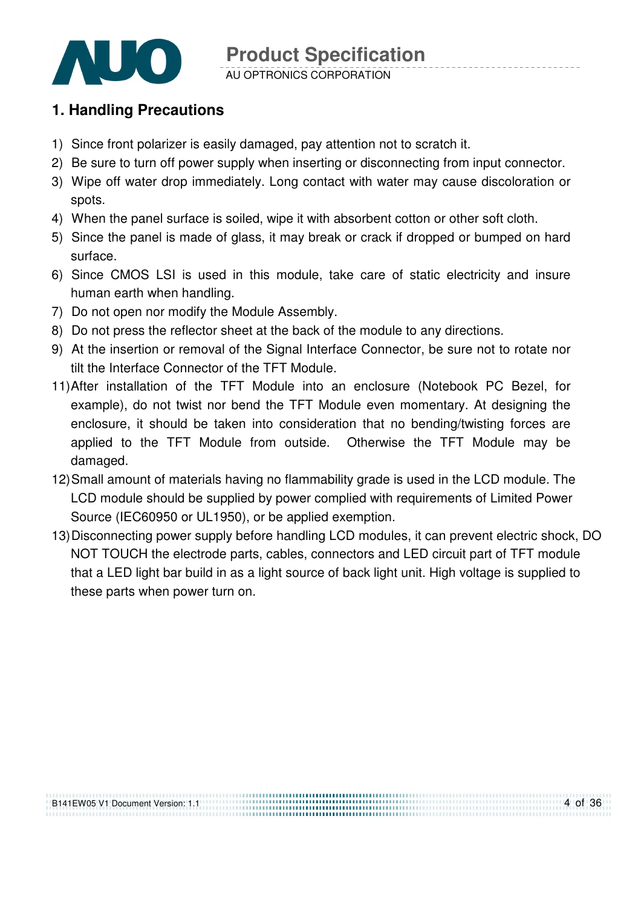## 1. Handling Precautions

1) Since front polarizer is easily damaged, pay attention not to scratch it.
2) Be sure to turn off power supply when inserting or disconnecting from input connector.
3) Wipe off water drop immediately. Long contact with water may cause discoloration or spots.
4) When the panel surface is soiled, wipe it with absorbent cotton or other soft cloth.
5) Since the panel is made of glass, it may break or crack if dropped or bumped on hard surface.
6) Since CMOS LSI is used in this module, take care of static electricity and insure human earth when handling.
7) Do not open nor modify the Module Assembly.
8) Do not press the reflector sheet at the back of the module to any directions.
9) At the insertion or removal of the Signal Interface Connector, be sure not to rotate nor tilt the Interface Connector of the TFT Module.

11) After installation of the TFT Module into an enclosure (Notebook PC Bezel, for example), do not twist nor bend the TFT Module even momentary. At designing the enclosure, it should be taken into consideration that no bending/twisting forces are applied to the TFT Module from outside. Otherwise the TFT Module may be damaged.
12) Small amount of materials having no flammability grade is used in the LCD module. The LCD module should be supplied by power complied with requirements of Limited Power Source (IEC60950 or UL1950), or be applied exemption.
13) Disconnecting power supply before handling LCD modules, it can prevent electric shock, DO NOT TOUCH the electrode parts, cables, connectors and LED circuit part of TFT module that a LED light bar build in as a light source of back light unit. High voltage is supplied to these parts when power turn on.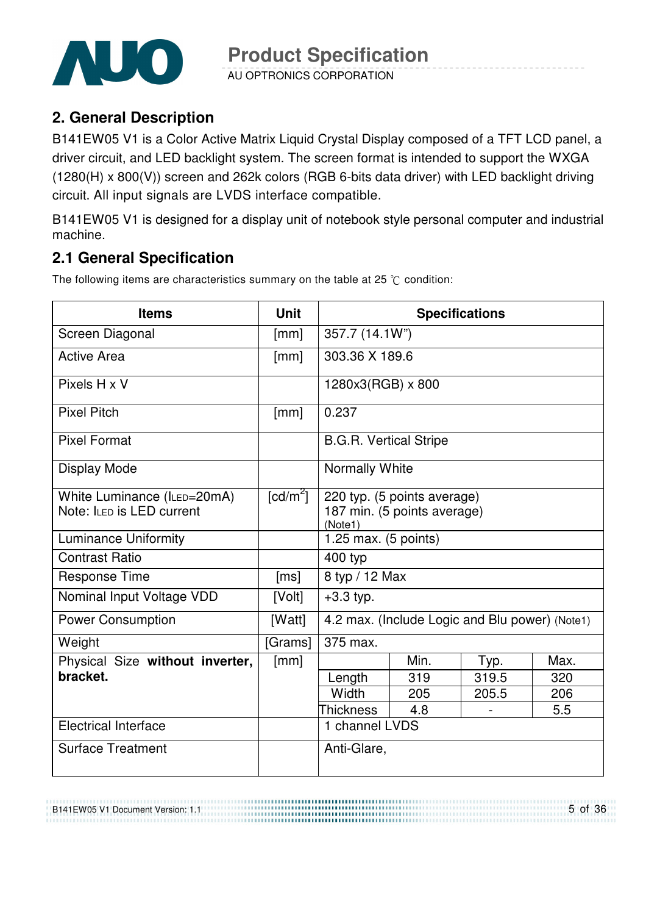## 2. General Description

B141EW05 V1 is a Color Active Matrix Liquid Crystal Display composed of a TFT LCD panel, a driver circuit, and LED backlight system. The screen format is intended to support the WXGA (1280(H) x 800(V)) screen and 262k colors (RGB 6-bits data driver) with LED backlight driving circuit. All input signals are LVDS interface compatible.

B141EW05 V1 is designed for a display unit of notebook style personal computer and industrial machine.

## 2.1 General Specification

The following items are characteristics summary on the table at 25 ℃ condition:

| Items | Unit | Specifications | | | |
|---|---|---|---|---|---|
| Screen Diagonal | [mm] | 357.7 (14.1W") | | | |
| Active Area | [mm] | 303.36 X 189.6 | | | |
| Pixels H x V | | 1280x3(RGB) x 800 | | | |
| Pixel Pitch | [mm] | 0.237 | | | |
| Pixel Format | | B.G.R. Vertical Stripe | | | |
| Display Mode | | Normally White | | | |
| White Luminance ($I_{LED}$=20mA)<br>Note: $I_{LED}$ is LED current | [cd/m$^2$] | 220 typ. (5 points average)<br>187 min. (5 points average)<br>(Note1) | | | |
| Luminance Uniformity | | 1.25 max. (5 points) | | | |
| Contrast Ratio | | 400 typ | | | |
| Response Time | [ms] | 8 typ / 12 Max | | | |
| Nominal Input Voltage VDD | [Volt] | +3.3 typ. | | | |
| Power Consumption | [Watt] | 4.2 max. (Include Logic and Blu power) (Note1) | | | |
| Weight | [Grams] | 375 max. | | | |
| Physical Size **without inverter, bracket.** | [mm] | | Min. | Typ. | Max. |
| | | Length | 319 | 319.5 | 320 |
| | | Width | 205 | 205.5 | 206 |
| | | Thickness | 4.8 | - | 5.5 |
| Electrical Interface | | 1 channel LVDS | | | |
| Surface Treatment | | Anti-Glare, | | | |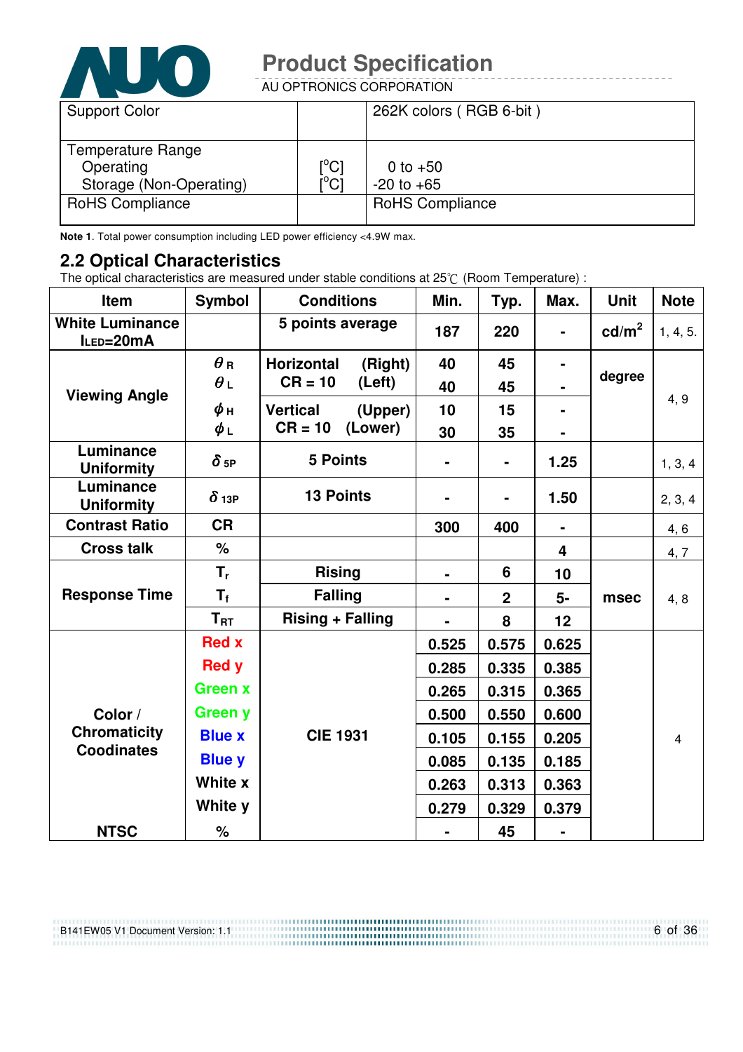| Support Color | | 262K colors ( RGB 6-bit ) |
|---|---|---|
| Temperature Range<br>Operating<br>Storage (Non-Operating) | <br>[°C]<br>[°C] | <br>0 to +50<br>-20 to +65 |
| RoHS Compliance | | RoHS Compliance |

**Note 1**. Total power consumption including LED power efficiency <4.9W max.

## 2.2 Optical Characteristics

The optical characteristics are measured under stable conditions at 25℃ (Room Temperature) :

| Item | Symbol | Conditions | Min. | Typ. | Max. | Unit | Note |
|---|---|---|---|---|---|---|---|
| White Luminance $I_{LED}$=20mA | | 5 points average | 187 | 220 | - | cd/m² | 1, 4, 5. |
| Viewing Angle | $\theta_R$ | Horizontal CR = 10 (Right) | 40 | 45 | - | degree | 4, 9 |
| | $\theta_L$ | Horizontal CR = 10 (Left) | 40 | 45 | - | | |
| | $\phi_H$ | Vertical CR = 10 (Upper) | 10 | 15 | - | | |
| | $\phi_L$ | Vertical CR = 10 (Lower) | 30 | 35 | - | | |
| Luminance Uniformity | $\delta_{5P}$ | 5 Points | - | - | 1.25 | | 1, 3, 4 |
| Luminance Uniformity | $\delta_{13P}$ | 13 Points | - | - | 1.50 | | 2, 3, 4 |
| Contrast Ratio | CR | | 300 | 400 | - | | 4, 6 |
| Cross talk | % | | | | 4 | | 4, 7 |
| Response Time | $T_r$ | Rising | - | 6 | 10 | msec | 4, 8 |
| | $T_f$ | Falling | - | 2 | 5- | | |
| | $T_{RT}$ | Rising + Falling | - | 8 | 12 | | |
| Color / Chromaticity Coodinates | Red x | CIE 1931 | 0.525 | 0.575 | 0.625 | | 4 |
| | Red y | | 0.285 | 0.335 | 0.385 | | |
| | Green x | | 0.265 | 0.315 | 0.365 | | |
| | Green y | | 0.500 | 0.550 | 0.600 | | |
| | Blue x | | 0.105 | 0.155 | 0.205 | | |
| | Blue y | | 0.085 | 0.135 | 0.185 | | |
| | White x | | 0.263 | 0.313 | 0.363 | | |
| | White y | | 0.279 | 0.329 | 0.379 | | |
| NTSC | % | | - | 45 | - | | |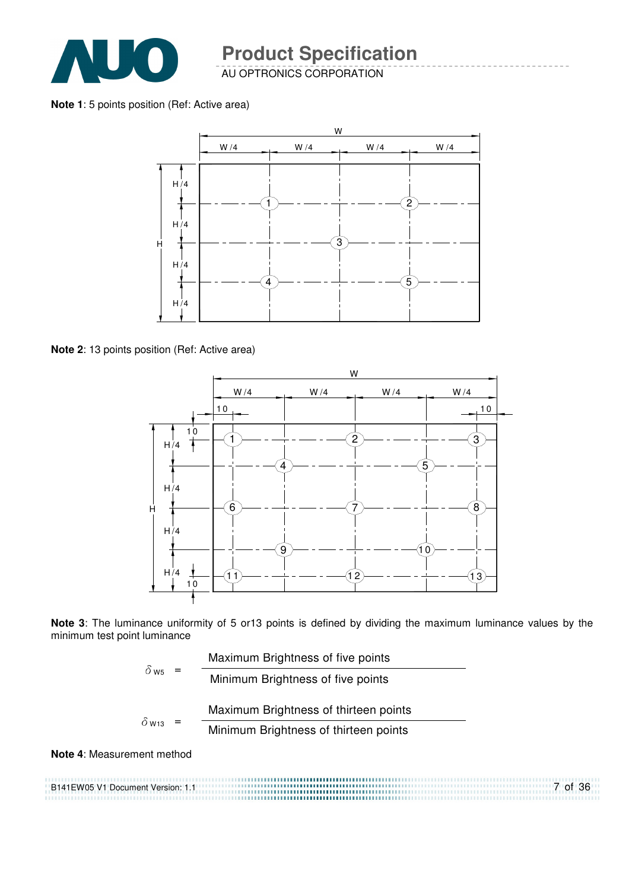**Note 1**: 5 points position (Ref: Active area)

**Note 2**: 13 points position (Ref: Active area)

**Note 3**: The luminance uniformity of 5 or13 points is defined by dividing the maximum luminance values by the minimum test point luminance

$$\delta_{W5} = \frac{\text{Maximum Brightness of five points}}{\text{Minimum Brightness of five points}}$$

$$\delta_{W13} = \frac{\text{Maximum Brightness of thirteen points}}{\text{Minimum Brightness of thirteen points}}$$

**Note 4**: Measurement method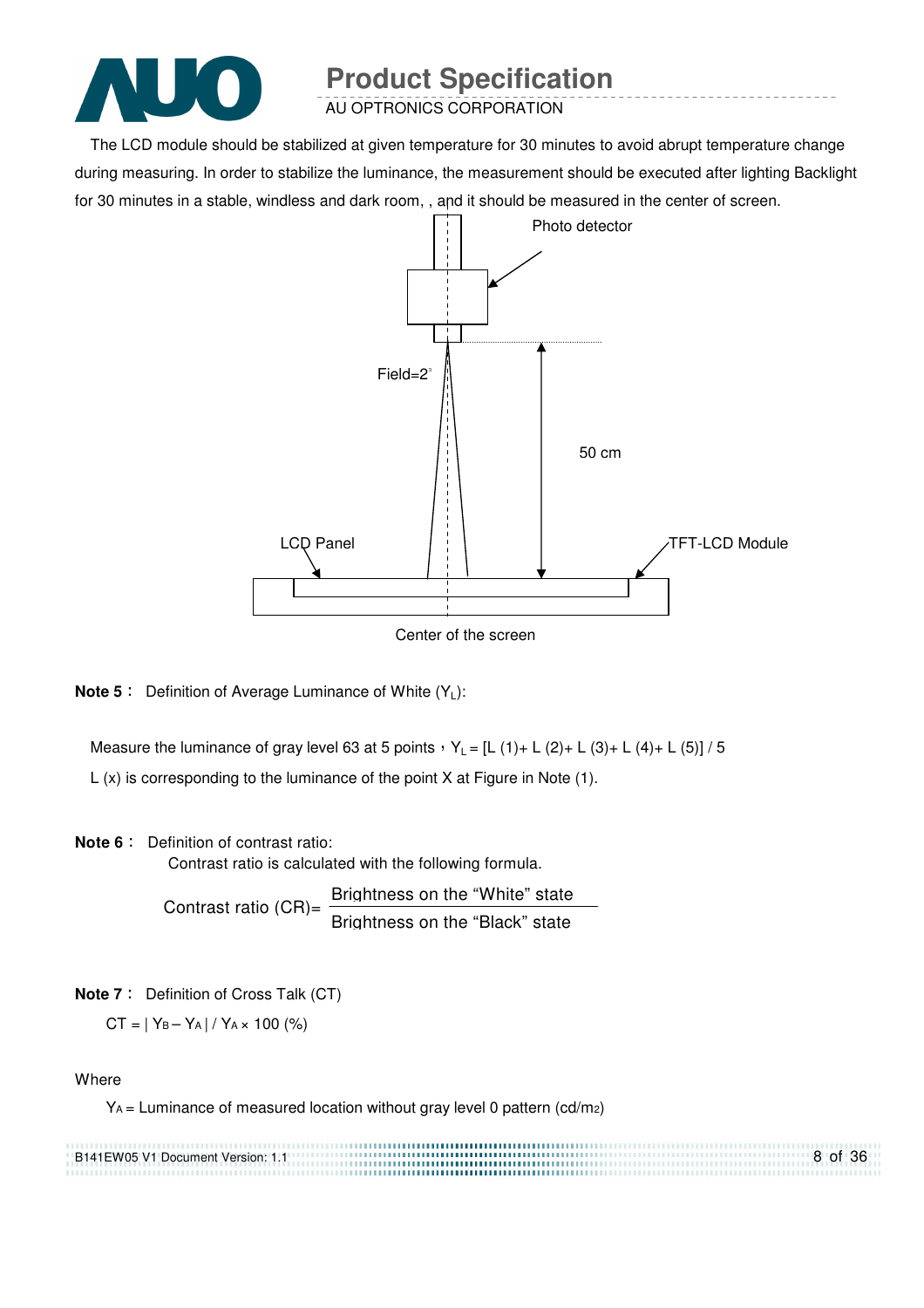The LCD module should be stabilized at given temperature for 30 minutes to avoid abrupt temperature change during measuring. In order to stabilize the luminance, the measurement should be executed after lighting Backlight for 30 minutes in a stable, windless and dark room, , and it should be measured in the center of screen.

Photo detector

Field=2°

50 cm

LCD Panel

TFT-LCD Module

Center of the screen

**Note 5**： Definition of Average Luminance of White ($Y_L$):

Measure the luminance of gray level 63 at 5 points，$Y_L$ = [L (1)+ L (2)+ L (3)+ L (4)+ L (5)] / 5

L (x) is corresponding to the luminance of the point X at Figure in Note (1).

**Note 6**： Definition of contrast ratio:

Contrast ratio is calculated with the following formula.

$$\text{Contrast ratio (CR)} = \frac{\text{Brightness on the "White" state}}{\text{Brightness on the "Black" state}}$$

**Note 7**： Definition of Cross Talk (CT)

$$CT = | Y_B - Y_A | / Y_A \times 100\ (\%)$$

Where

$Y_A$ = Luminance of measured location without gray level 0 pattern (cd/$m_2$)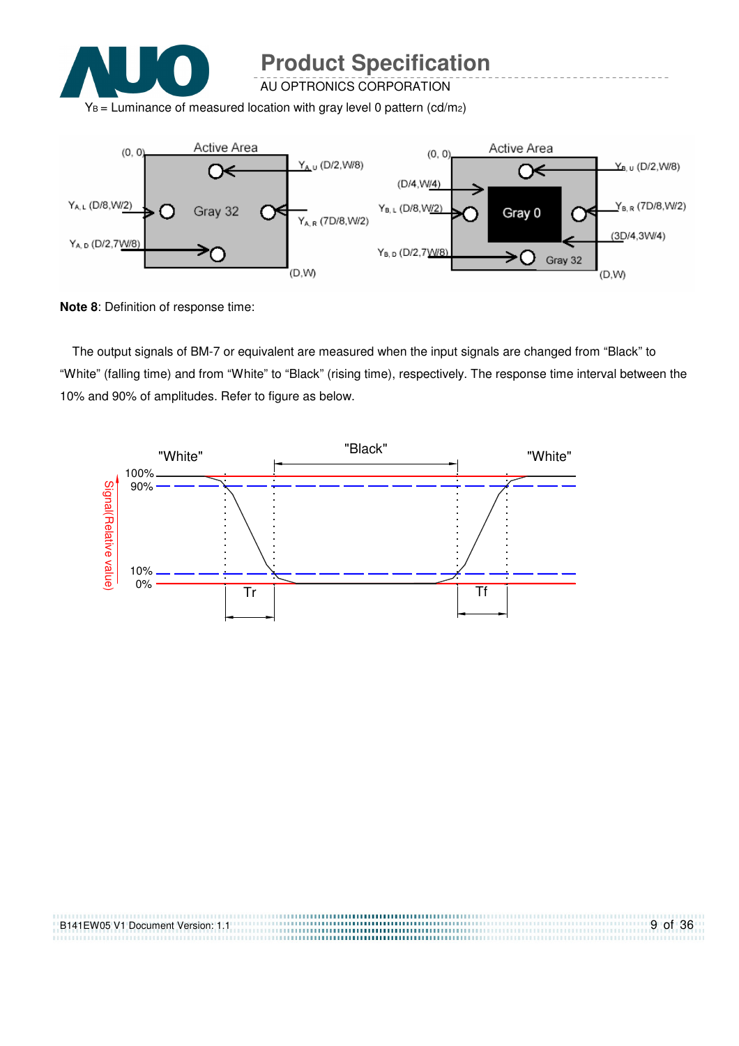$Y_B$ = Luminance of measured location with gray level 0 pattern (cd/m2)

**Note 8**: Definition of response time:

The output signals of BM-7 or equivalent are measured when the input signals are changed from “Black” to “White” (falling time) and from “White” to “Black” (rising time), respectively. The response time interval between the 10% and 90% of amplitudes. Refer to figure as below.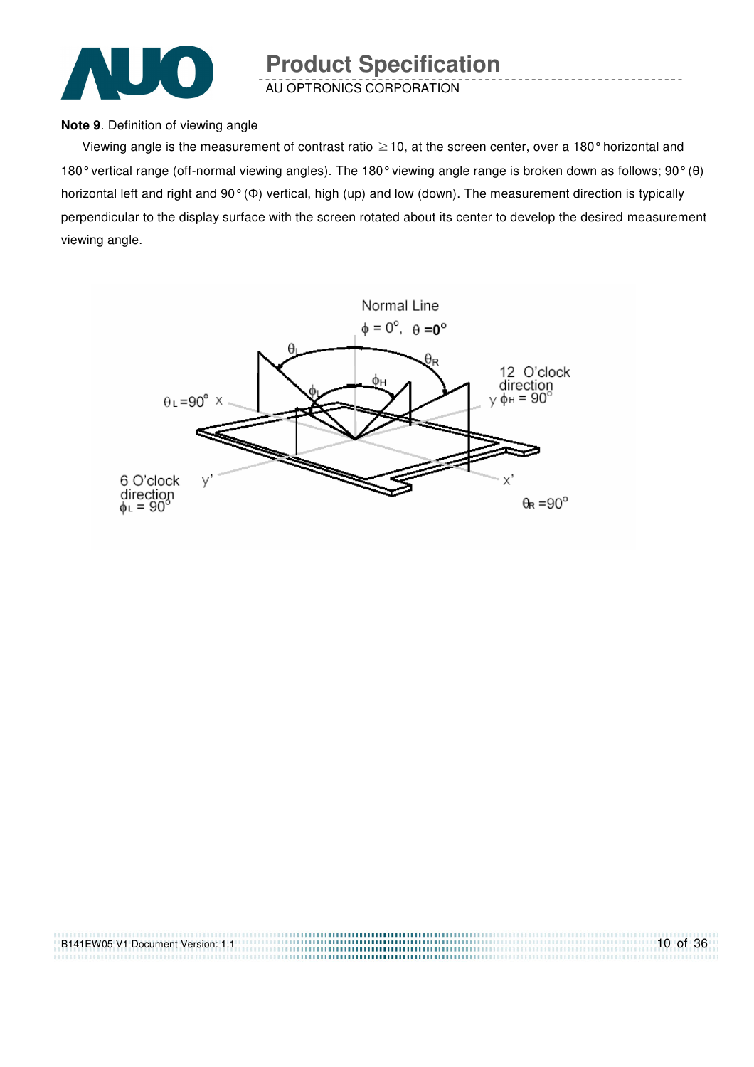**Note 9**. Definition of viewing angle

Viewing angle is the measurement of contrast ratio ≧10, at the screen center, over a 180° horizontal and 180° vertical range (off-normal viewing angles). The 180° viewing angle range is broken down as follows; 90° (θ) horizontal left and right and 90° (Φ) vertical, high (up) and low (down). The measurement direction is typically perpendicular to the display surface with the screen rotated about its center to develop the desired measurement viewing angle.

Normal Line

$\phi = 0^o$, $\theta = 0^o$

$\theta_L$ $\theta_R$ $\phi_H$ $\phi_L$

$\theta_L = 90^o$ x

12 O'clock direction y $\phi_H = 90^o$

6 O'clock direction $\phi_L = 90^o$ y'

x'

$\theta_R = 90^o$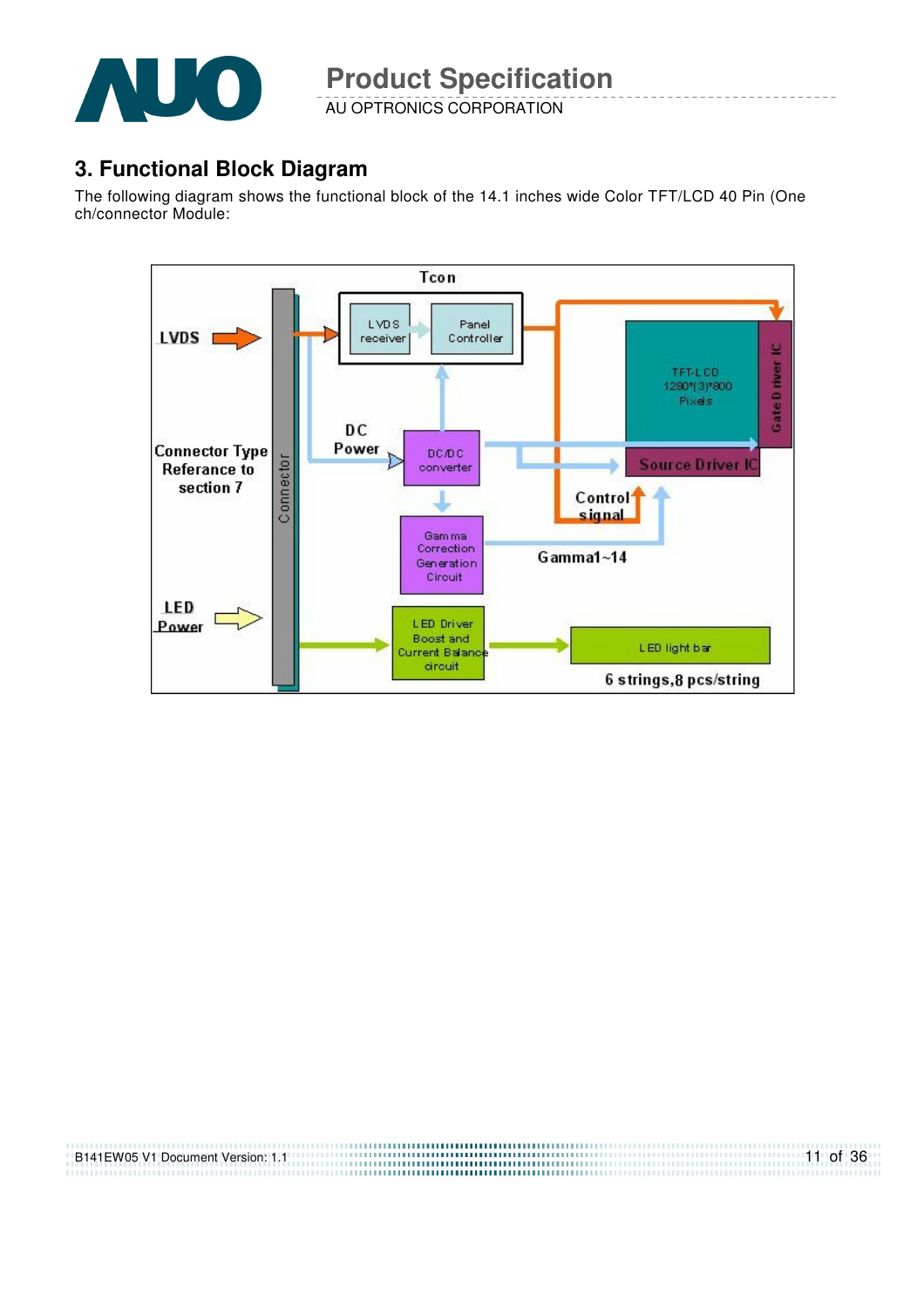## 3. Functional Block Diagram

The following diagram shows the functional block of the 14.1 inches wide Color TFT/LCD 40 Pin (One ch/connector Module: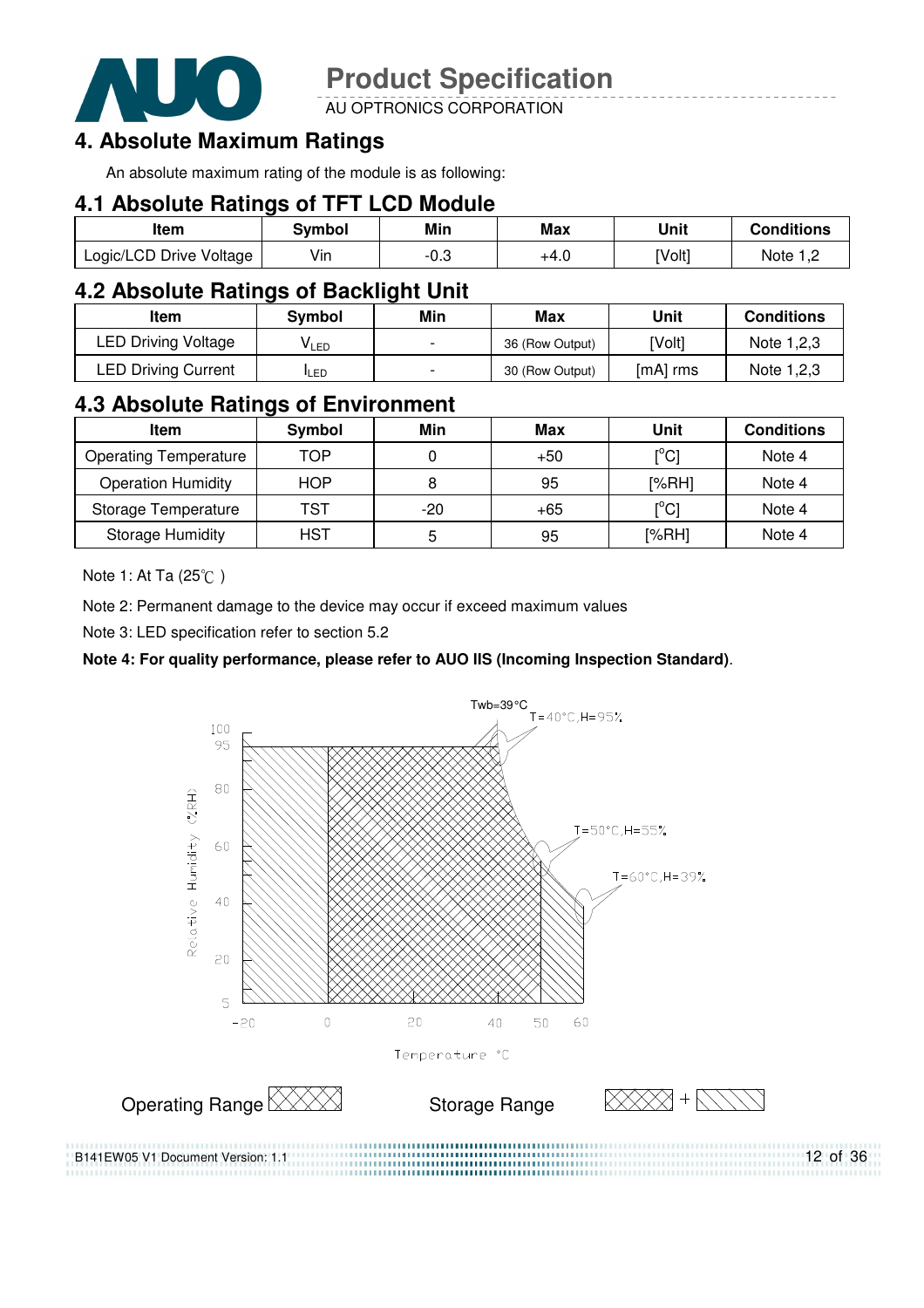# 4. Absolute Maximum Ratings

An absolute maximum rating of the module is as following:

## 4.1 Absolute Ratings of TFT LCD Module

| Item | Symbol | Min | Max | Unit | Conditions |
|---|---|---|---|---|---|
| Logic/LCD Drive Voltage | Vin | -0.3 | +4.0 | [Volt] | Note 1,2 |

## 4.2 Absolute Ratings of Backlight Unit

| Item | Symbol | Min | Max | Unit | Conditions |
|---|---|---|---|---|---|
| LED Driving Voltage | $V_{LED}$ | - | 36 (Row Output) | [Volt] | Note 1,2,3 |
| LED Driving Current | $I_{LED}$ | - | 30 (Row Output) | [mA] rms | Note 1,2,3 |

## 4.3 Absolute Ratings of Environment

| Item | Symbol | Min | Max | Unit | Conditions |
|---|---|---|---|---|---|
| Operating Temperature | TOP | 0 | +50 | [°C] | Note 4 |
| Operation Humidity | HOP | 8 | 95 | [%RH] | Note 4 |
| Storage Temperature | TST | -20 | +65 | [°C] | Note 4 |
| Storage Humidity | HST | 5 | 95 | [%RH] | Note 4 |

Note 1: At Ta (25℃ )

Note 2: Permanent damage to the device may occur if exceed maximum values

Note 3: LED specification refer to section 5.2

**Note 4: For quality performance, please refer to AUO IIS (Incoming Inspection Standard)**.

Twb=39°C

T=40°C,H=95%

T=50°C,H=55%

T=60°C,H=39%

Relative Humidity (%RH)

Temperature °C

Operating Range

Storage Range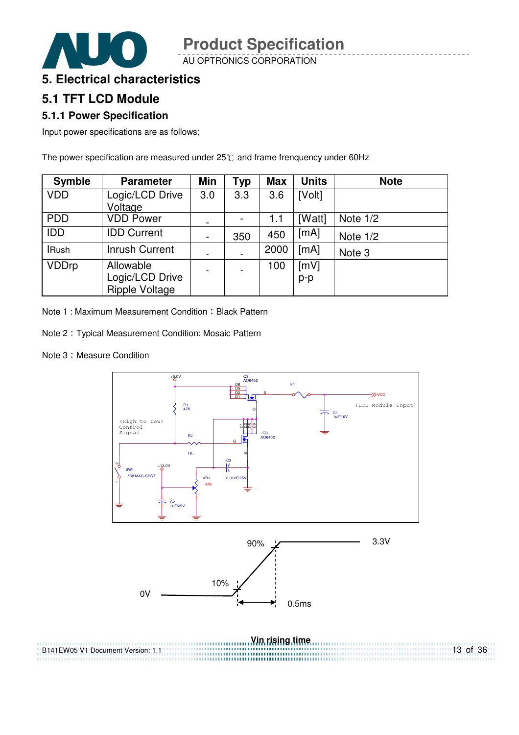# 5. Electrical characteristics

## 5.1 TFT LCD Module

### 5.1.1 Power Specification

Input power specifications are as follows;

The power specification are measured under 25℃ and frame frenquency under 60Hz

| Symble | Parameter | Min | Typ | Max | Units | Note |
|---|---|---|---|---|---|---|
| VDD | Logic/LCD Drive Voltage | 3.0 | 3.3 | 3.6 | [Volt] | |
| PDD | VDD Power | - | - | 1.1 | [Watt] | Note 1/2 |
| IDD | IDD Current | - | 350 | 450 | [mA] | Note 1/2 |
| IRush | Inrush Current | - | - | 2000 | [mA] | Note 3 |
| VDDrp | Allowable Logic/LCD Drive Ripple Voltage | - | - | 100 | [mV] p-p | |

Note 1 : Maximum Measurement Condition：Black Pattern

Note 2：Typical Measurement Condition: Mosaic Pattern

Note 3：Measure Condition

Vin rising time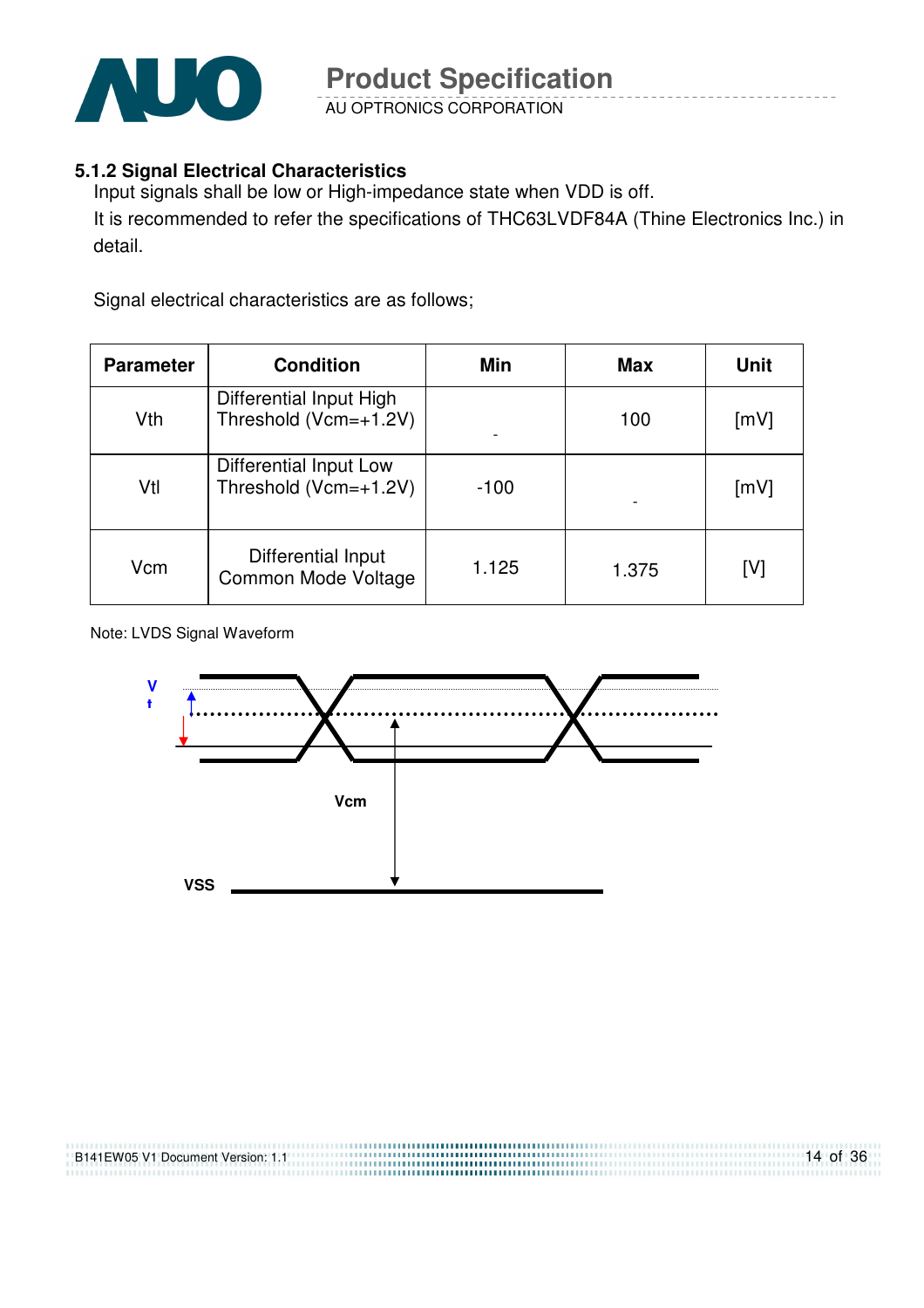### 5.1.2 Signal Electrical Characteristics

Input signals shall be low or High-impedance state when VDD is off.

It is recommended to refer the specifications of THC63LVDF84A (Thine Electronics Inc.) in detail.

Signal electrical characteristics are as follows;

| Parameter | Condition | Min | Max | Unit |
|---|---|---|---|---|
| Vth | Differential Input High Threshold (Vcm=+1.2V) | - | 100 | [mV] |
| Vtl | Differential Input Low Threshold (Vcm=+1.2V) | -100 | - | [mV] |
| Vcm | Differential Input Common Mode Voltage | 1.125 | 1.375 | [V] |

Note: LVDS Signal Waveform

Vt

Vcm

VSS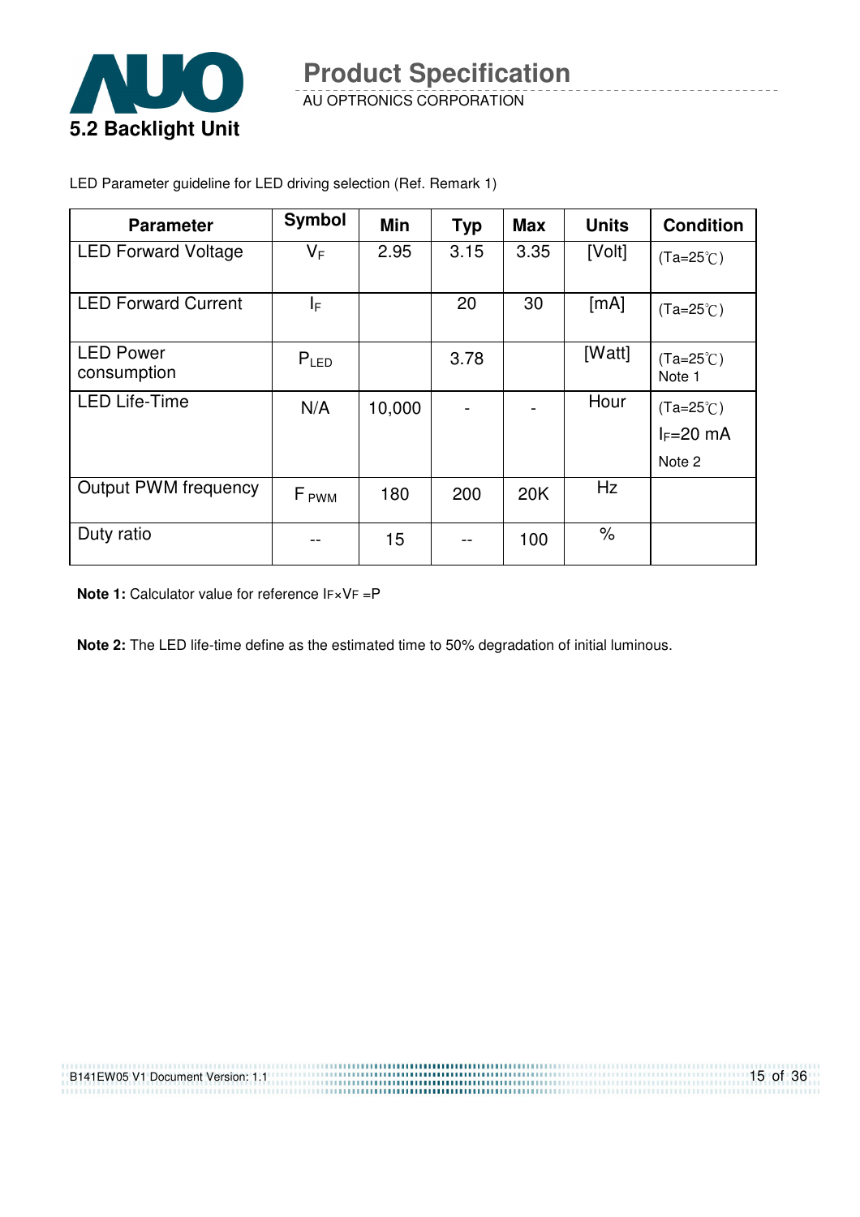## 5.2 Backlight Unit

LED Parameter guideline for LED driving selection (Ref. Remark 1)

| Parameter | Symbol | Min | Typ | Max | Units | Condition |
|---|---|---|---|---|---|---|
| LED Forward Voltage | $V_F$ | 2.95 | 3.15 | 3.35 | [Volt] | (Ta=25℃) |
| LED Forward Current | $I_F$ | | 20 | 30 | [mA] | (Ta=25℃) |
| LED Power consumption | $P_{LED}$ | | 3.78 | | [Watt] | (Ta=25℃) Note 1 |
| LED Life-Time | N/A | 10,000 | - | - | Hour | (Ta=25℃) $I_F$=20 mA Note 2 |
| Output PWM frequency | $F_{PWM}$ | 180 | 200 | 20K | Hz | |
| Duty ratio | -- | 15 | -- | 100 | % | |

**Note 1:** Calculator value for reference $I_F \times V_F = P$

**Note 2:** The LED life-time define as the estimated time to 50% degradation of initial luminous.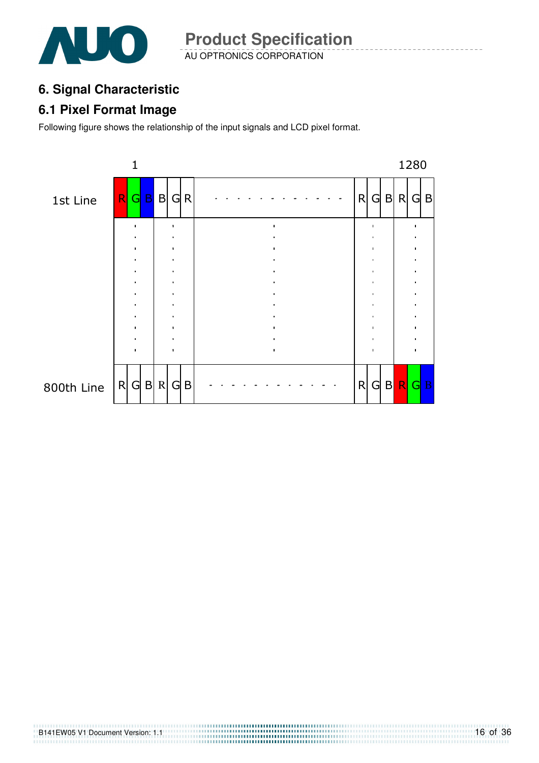# 6. Signal Characteristic

## 6.1 Pixel Format Image

Following figure shows the relationship of the input signals and LCD pixel format.

|  | 1 |  | 1280 |  |
|---|---|---|---|---|
| 1st Line | R G B | B G R | - - - - - - - - - - - - | R G B | R G B |
| 800th Line | R G B | R G B | - - - - - - - - - - - - | R G B | R G B |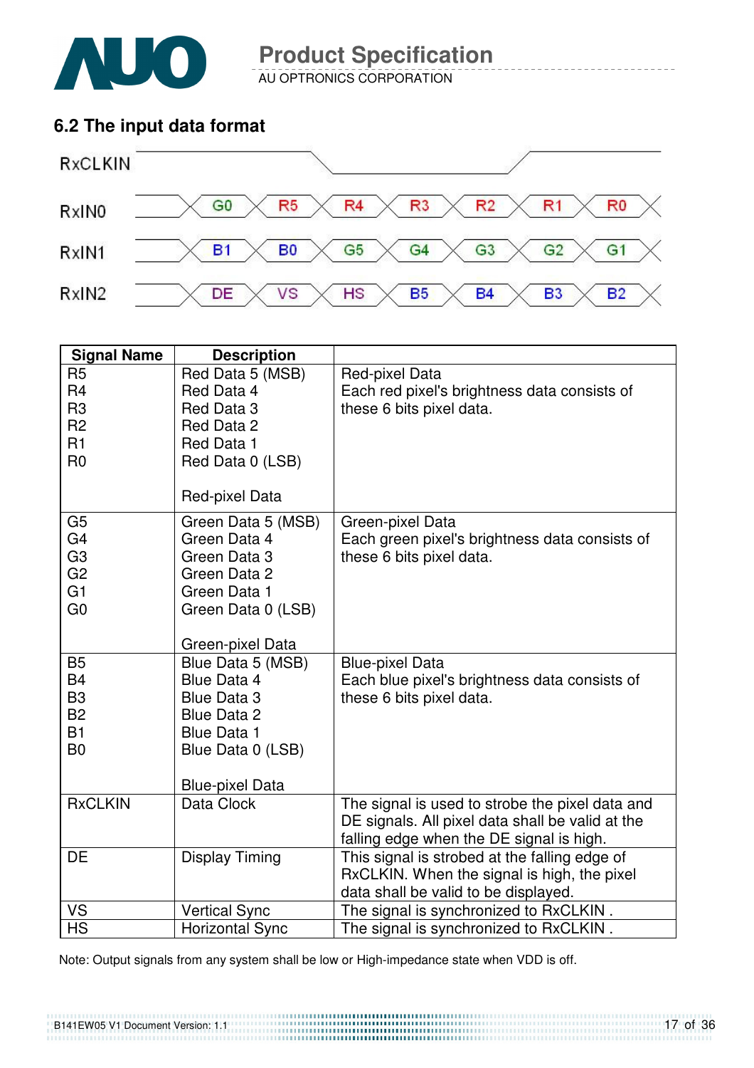## 6.2 The input data format

| RxCLKIN | | | | | | | |
|---|---|---|---|---|---|---|---|
| RxIN0 | G0 | R5 | R4 | R3 | R2 | R1 | R0 |
| RxIN1 | B1 | B0 | G5 | G4 | G3 | G2 | G1 |
| RxIN2 | DE | VS | HS | B5 | B4 | B3 | B2 |

| Signal Name | Description | |
|---|---|---|
| R5<br>R4<br>R3<br>R2<br>R1<br>R0 | Red Data 5 (MSB)<br>Red Data 4<br>Red Data 3<br>Red Data 2<br>Red Data 1<br>Red Data 0 (LSB)<br><br>Red-pixel Data | Red-pixel Data<br>Each red pixel's brightness data consists of these 6 bits pixel data. |
| G5<br>G4<br>G3<br>G2<br>G1<br>G0 | Green Data 5 (MSB)<br>Green Data 4<br>Green Data 3<br>Green Data 2<br>Green Data 1<br>Green Data 0 (LSB)<br><br>Green-pixel Data | Green-pixel Data<br>Each green pixel's brightness data consists of these 6 bits pixel data. |
| B5<br>B4<br>B3<br>B2<br>B1<br>B0 | Blue Data 5 (MSB)<br>Blue Data 4<br>Blue Data 3<br>Blue Data 2<br>Blue Data 1<br>Blue Data 0 (LSB)<br><br>Blue-pixel Data | Blue-pixel Data<br>Each blue pixel's brightness data consists of these 6 bits pixel data. |
| RxCLKIN | Data Clock | The signal is used to strobe the pixel data and DE signals. All pixel data shall be valid at the falling edge when the DE signal is high. |
| DE | Display Timing | This signal is strobed at the falling edge of RxCLKIN. When the signal is high, the pixel data shall be valid to be displayed. |
| VS | Vertical Sync | The signal is synchronized to RxCLKIN . |
| HS | Horizontal Sync | The signal is synchronized to RxCLKIN . |

Note: Output signals from any system shall be low or High-impedance state when VDD is off.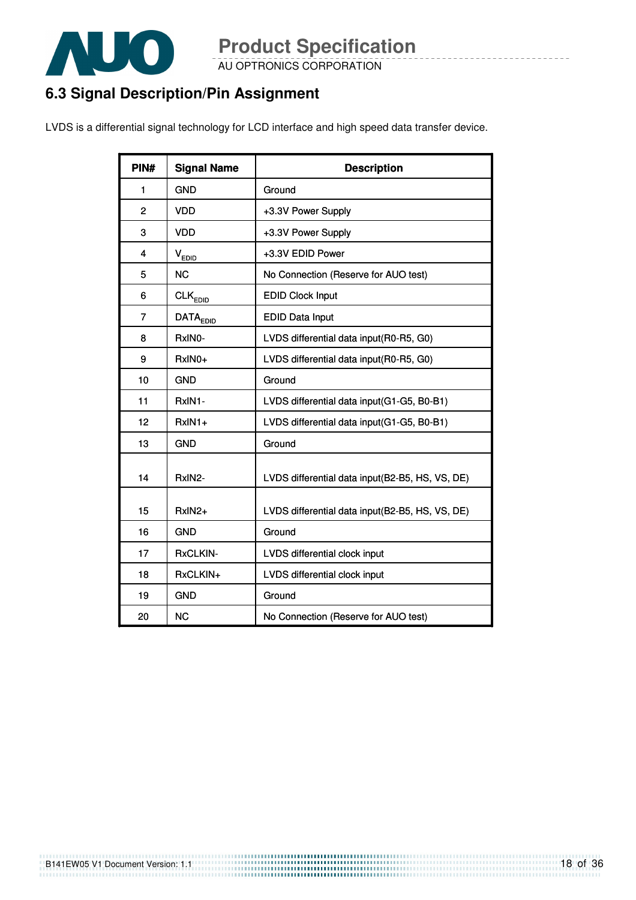## 6.3 Signal Description/Pin Assignment

LVDS is a differential signal technology for LCD interface and high speed data transfer device.

| PIN# | Signal Name | Description |
|---|---|---|
| 1 | GND | Ground |
| 2 | VDD | +3.3V Power Supply |
| 3 | VDD | +3.3V Power Supply |
| 4 | $V_{EDID}$ | +3.3V EDID Power |
| 5 | NC | No Connection (Reserve for AUO test) |
| 6 | $CLK_{EDID}$ | EDID Clock Input |
| 7 | $DATA_{EDID}$ | EDID Data Input |
| 8 | RxIN0- | LVDS differential data input(R0-R5, G0) |
| 9 | RxIN0+ | LVDS differential data input(R0-R5, G0) |
| 10 | GND | Ground |
| 11 | RxIN1- | LVDS differential data input(G1-G5, B0-B1) |
| 12 | RxIN1+ | LVDS differential data input(G1-G5, B0-B1) |
| 13 | GND | Ground |
| 14 | RxIN2- | LVDS differential data input(B2-B5, HS, VS, DE) |
| 15 | RxIN2+ | LVDS differential data input(B2-B5, HS, VS, DE) |
| 16 | GND | Ground |
| 17 | RxCLKIN- | LVDS differential clock input |
| 18 | RxCLKIN+ | LVDS differential clock input |
| 19 | GND | Ground |
| 20 | NC | No Connection (Reserve for AUO test) |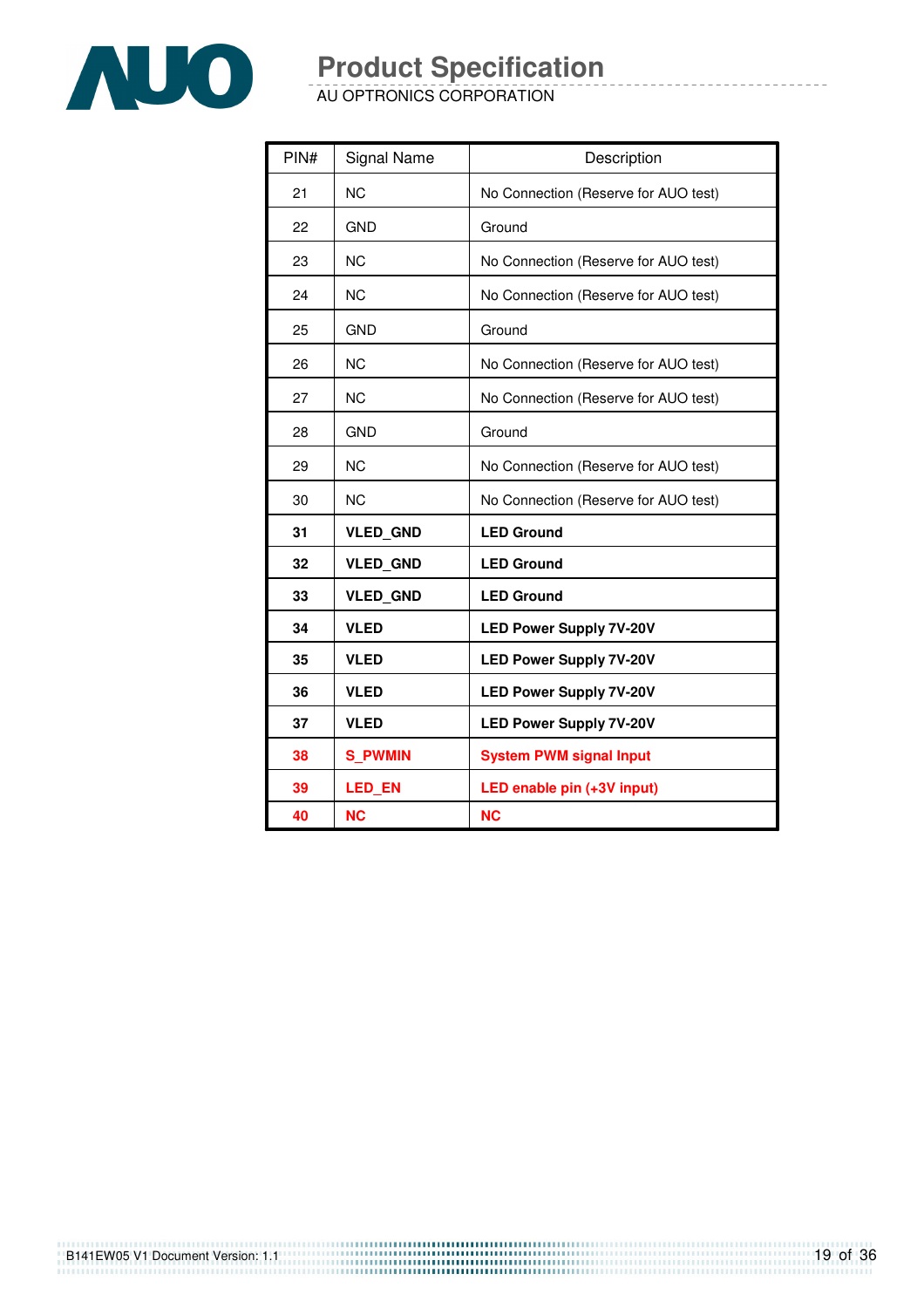| PIN# | Signal Name | Description |
|---|---|---|
| 21 | NC | No Connection (Reserve for AUO test) |
| 22 | GND | Ground |
| 23 | NC | No Connection (Reserve for AUO test) |
| 24 | NC | No Connection (Reserve for AUO test) |
| 25 | GND | Ground |
| 26 | NC | No Connection (Reserve for AUO test) |
| 27 | NC | No Connection (Reserve for AUO test) |
| 28 | GND | Ground |
| 29 | NC | No Connection (Reserve for AUO test) |
| 30 | NC | No Connection (Reserve for AUO test) |
| **31** | **VLED_GND** | **LED Ground** |
| **32** | **VLED_GND** | **LED Ground** |
| **33** | **VLED_GND** | **LED Ground** |
| **34** | **VLED** | **LED Power Supply 7V-20V** |
| **35** | **VLED** | **LED Power Supply 7V-20V** |
| **36** | **VLED** | **LED Power Supply 7V-20V** |
| **37** | **VLED** | **LED Power Supply 7V-20V** |
| **38** | **S_PWMIN** | **System PWM signal Input** |
| **39** | **LED_EN** | **LED enable pin (+3V input)** |
| **40** | **NC** | **NC** |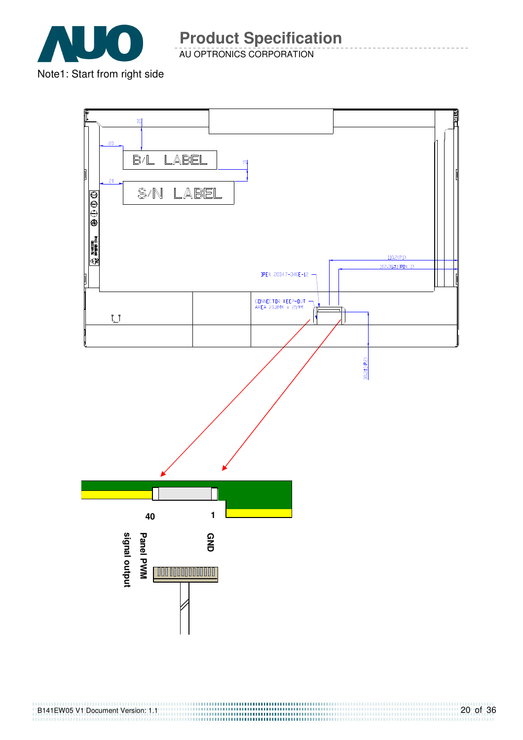Note1: Start from right side

B/L LABEL

S/N LABEL

IPEX 20347-340E-12

CONNECTOR KEEP-OUT AREA 20.8MM x 25MM

110.2(P1)

102.36(PIN 1)

30.1(P2)

40

1

Panel PWM signal output

GND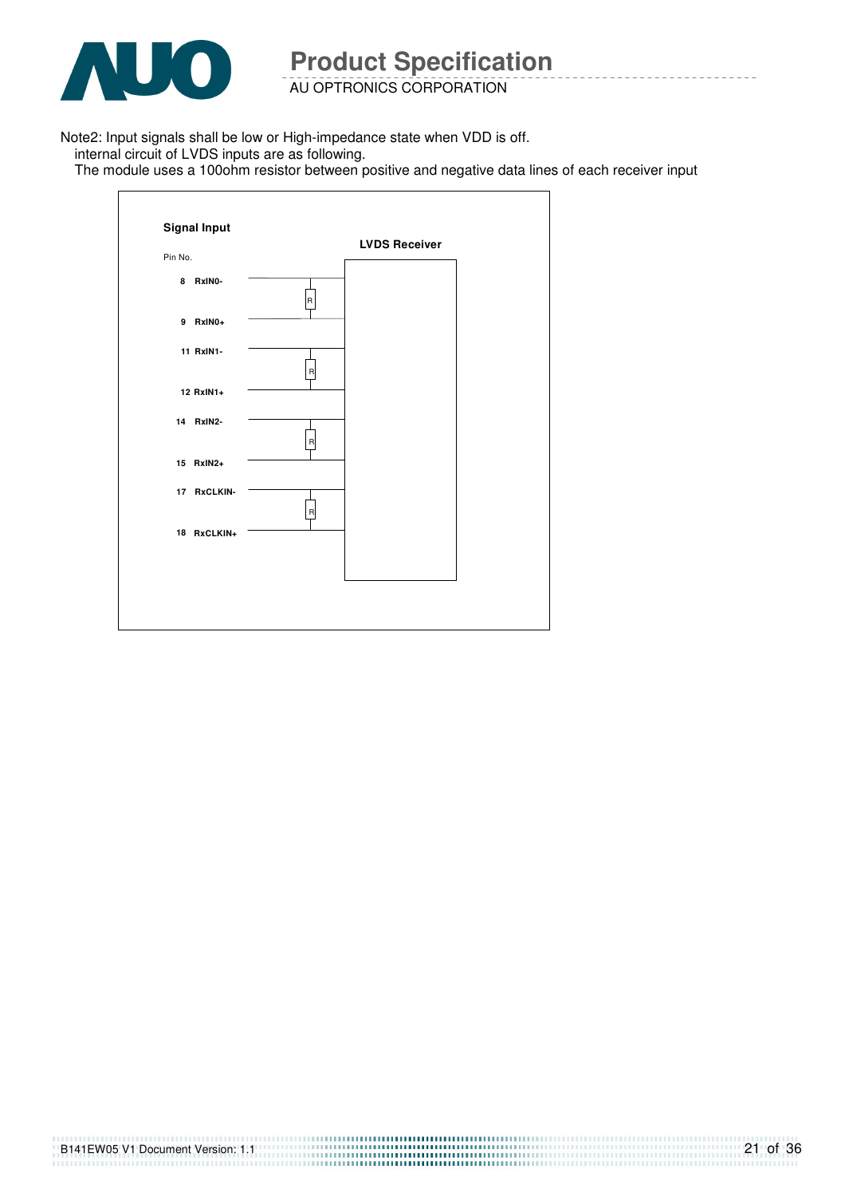Note2: Input signals shall be low or High-impedance state when VDD is off.
internal circuit of LVDS inputs are as following.
The module uses a 100ohm resistor between positive and negative data lines of each receiver input

**Signal Input**

**LVDS Receiver**

Pin No.

| Pin No. | Signal |
| --- | --- |
| 8 | RxIN0- |
| 9 | RxIN0+ |
| 11 | RxIN1- |
| 12 | RxIN1+ |
| 14 | RxIN2- |
| 15 | RxIN2+ |
| 17 | RxCLKIN- |
| 18 | RxCLKIN+ |

R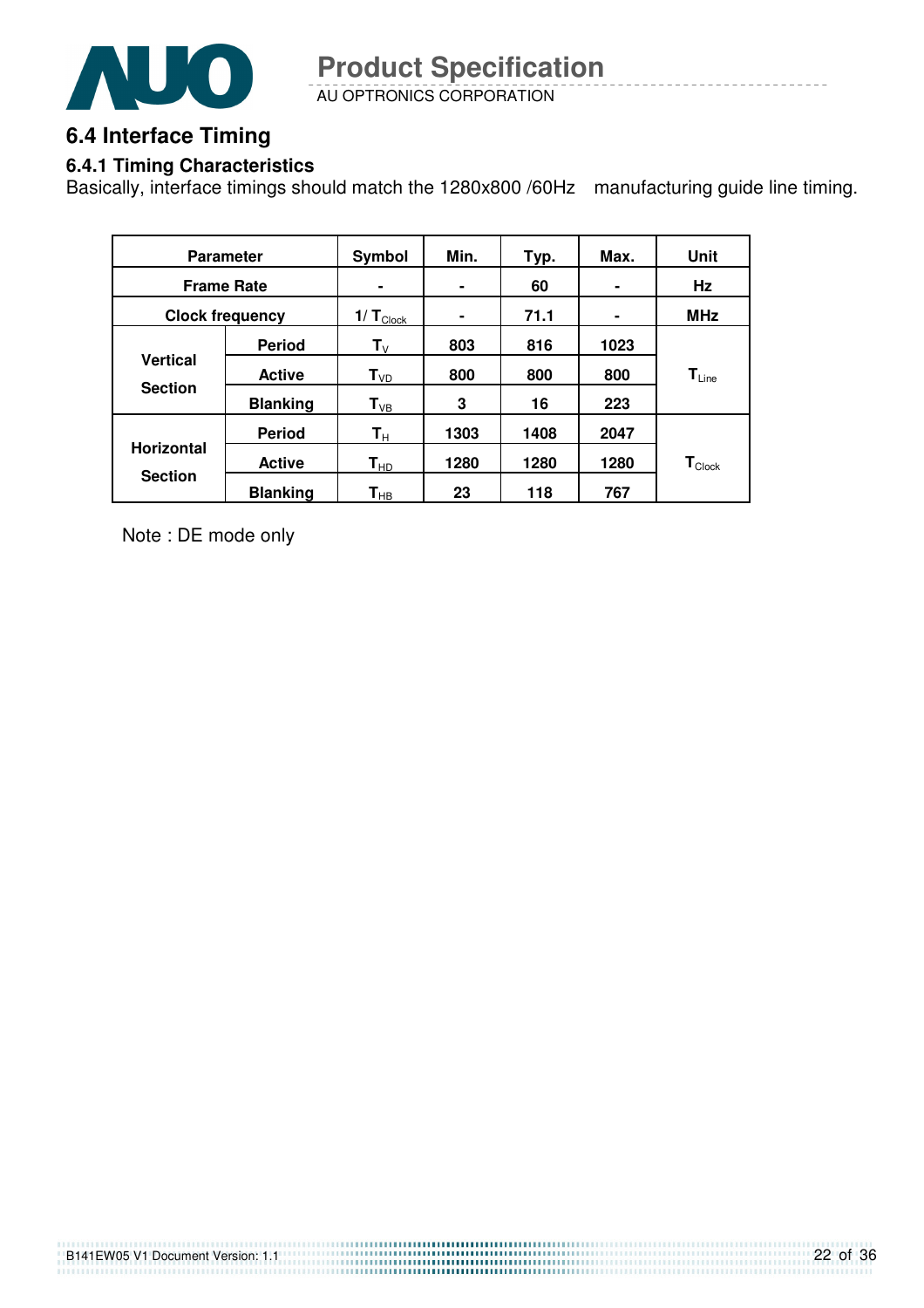## 6.4 Interface Timing

### 6.4.1 Timing Characteristics

Basically, interface timings should match the 1280x800 /60Hz manufacturing guide line timing.

| Parameter | | Symbol | Min. | Typ. | Max. | Unit |
|---|---|---|---|---|---|---|
| Frame Rate | | - | - | 60 | - | Hz |
| Clock frequency | | $1/T_{Clock}$ | - | 71.1 | - | MHz |
| Vertical Section | Period | $T_V$ | 803 | 816 | 1023 | $T_{Line}$ |
| | Active | $T_{VD}$ | 800 | 800 | 800 | |
| | Blanking | $T_{VB}$ | 3 | 16 | 223 | |
| Horizontal Section | Period | $T_H$ | 1303 | 1408 | 2047 | $T_{Clock}$ |
| | Active | $T_{HD}$ | 1280 | 1280 | 1280 | |
| | Blanking | $T_{HB}$ | 23 | 118 | 767 | |

Note : DE mode only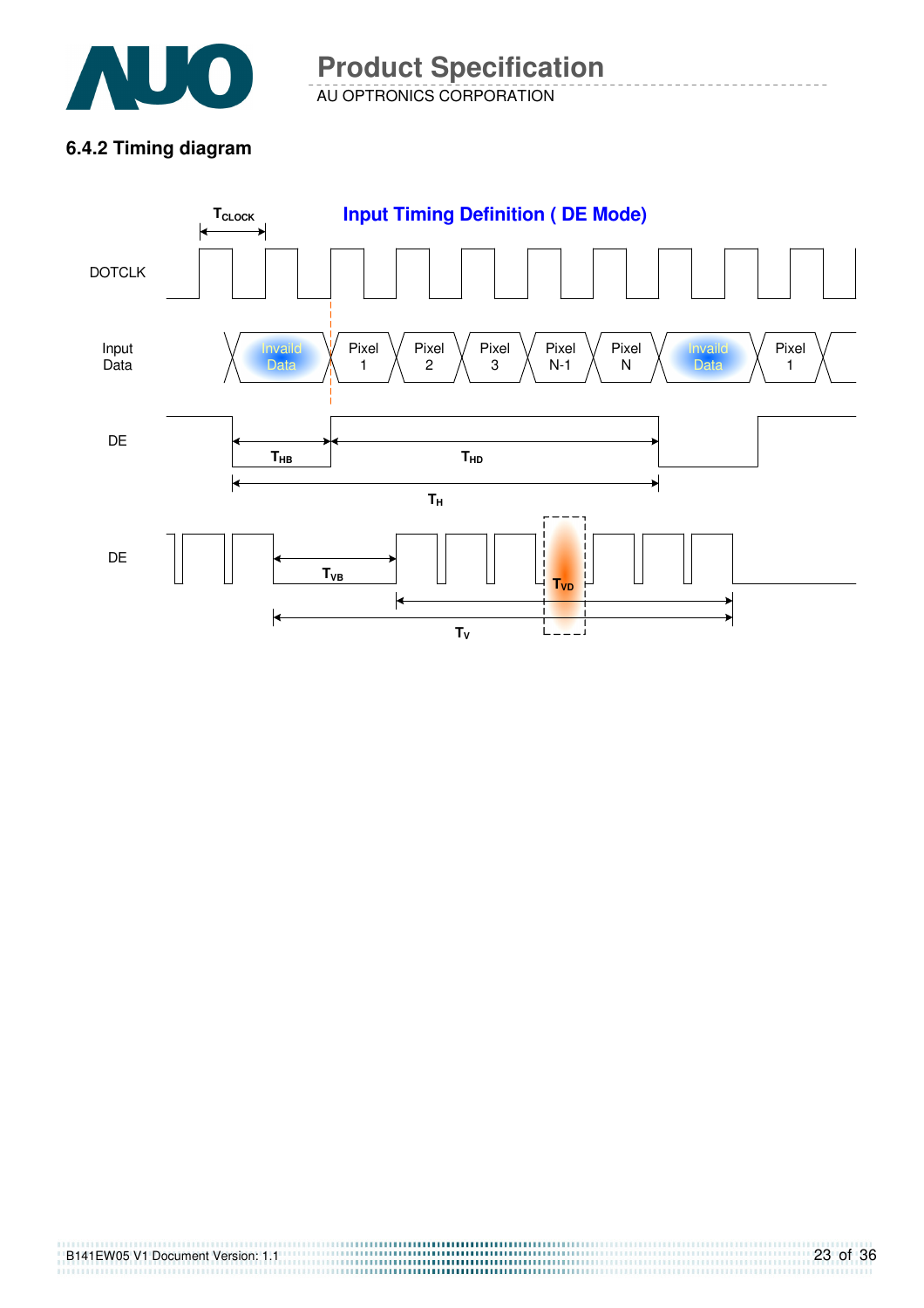### 6.4.2 Timing diagram

**Input Timing Definition ( DE Mode)**

$T_{CLOCK}$

DOTCLK

Input Data: Invaild Data | Pixel 1 | Pixel 2 | Pixel 3 | Pixel N-1 | Pixel N | Invaild Data | Pixel 1

DE: $T_{HB}$, $T_{HD}$, $T_H$

DE: $T_{VB}$, $T_{VD}$, $T_V$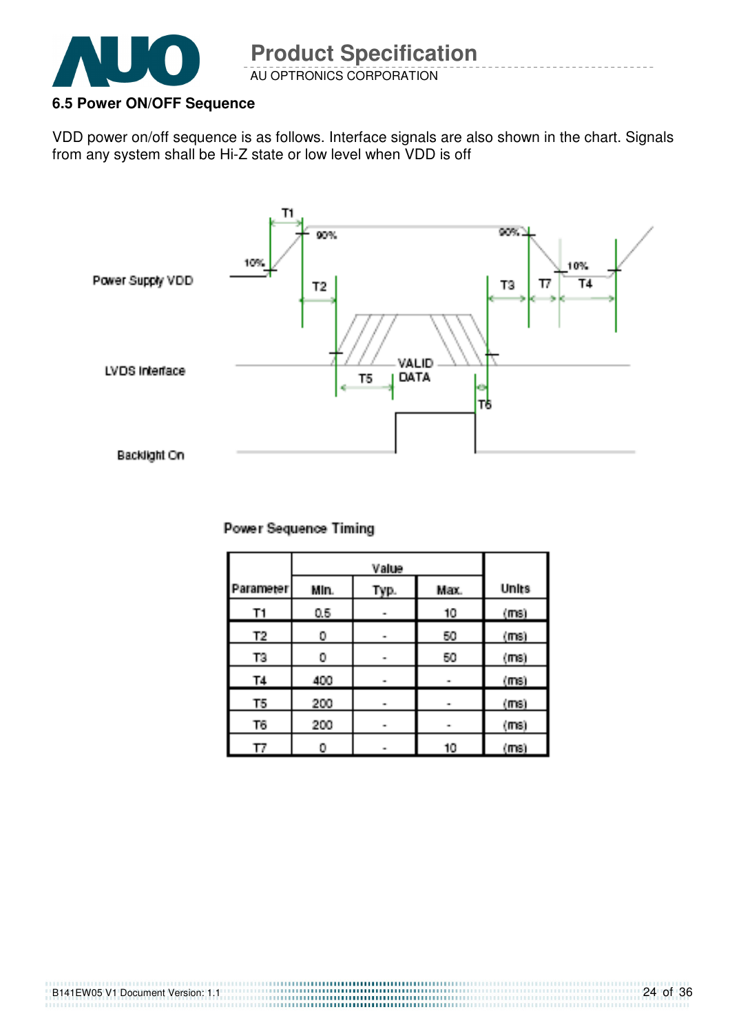### 6.5 Power ON/OFF Sequence

VDD power on/off sequence is as follows. Interface signals are also shown in the chart. Signals from any system shall be Hi-Z state or low level when VDD is off

Power Sequence Timing

| Parameter | Value | | | Units |
|---|---|---|---|---|
| | Min. | Typ. | Max. | |
| T1 | 0.5 | - | 10 | (ms) |
| T2 | 0 | - | 50 | (ms) |
| T3 | 0 | - | 50 | (ms) |
| T4 | 400 | - | - | (ms) |
| T5 | 200 | - | - | (ms) |
| T6 | 200 | - | - | (ms) |
| T7 | 0 | - | 10 | (ms) |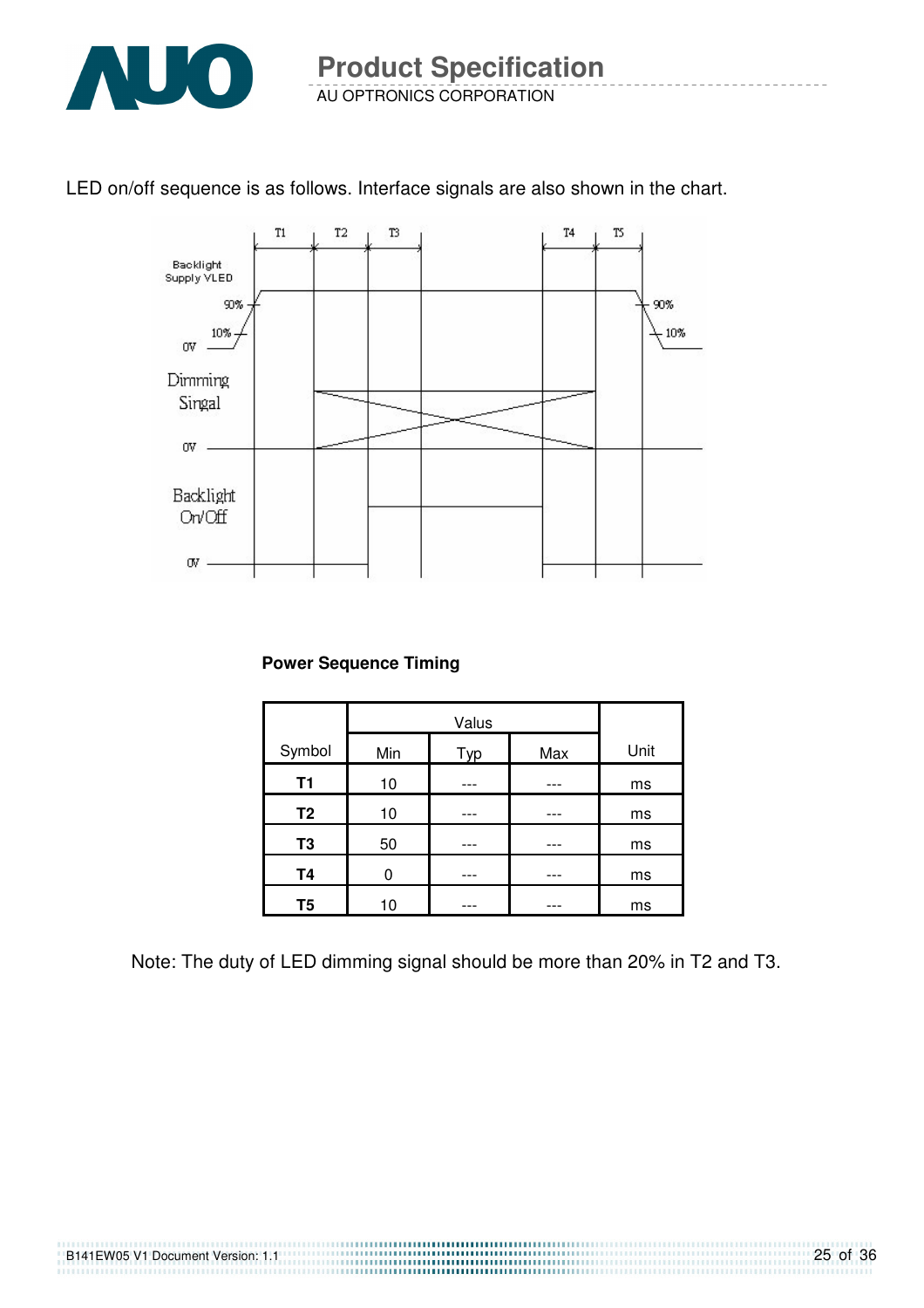LED on/off sequence is as follows. Interface signals are also shown in the chart.

**Power Sequence Timing**

| Symbol | Valus | | | Unit |
|---|---|---|---|---|
| | Min | Typ | Max | |
| **T1** | 10 | --- | --- | ms |
| **T2** | 10 | --- | --- | ms |
| **T3** | 50 | --- | --- | ms |
| **T4** | 0 | --- | --- | ms |
| **T5** | 10 | --- | --- | ms |

Note: The duty of LED dimming signal should be more than 20% in T2 and T3.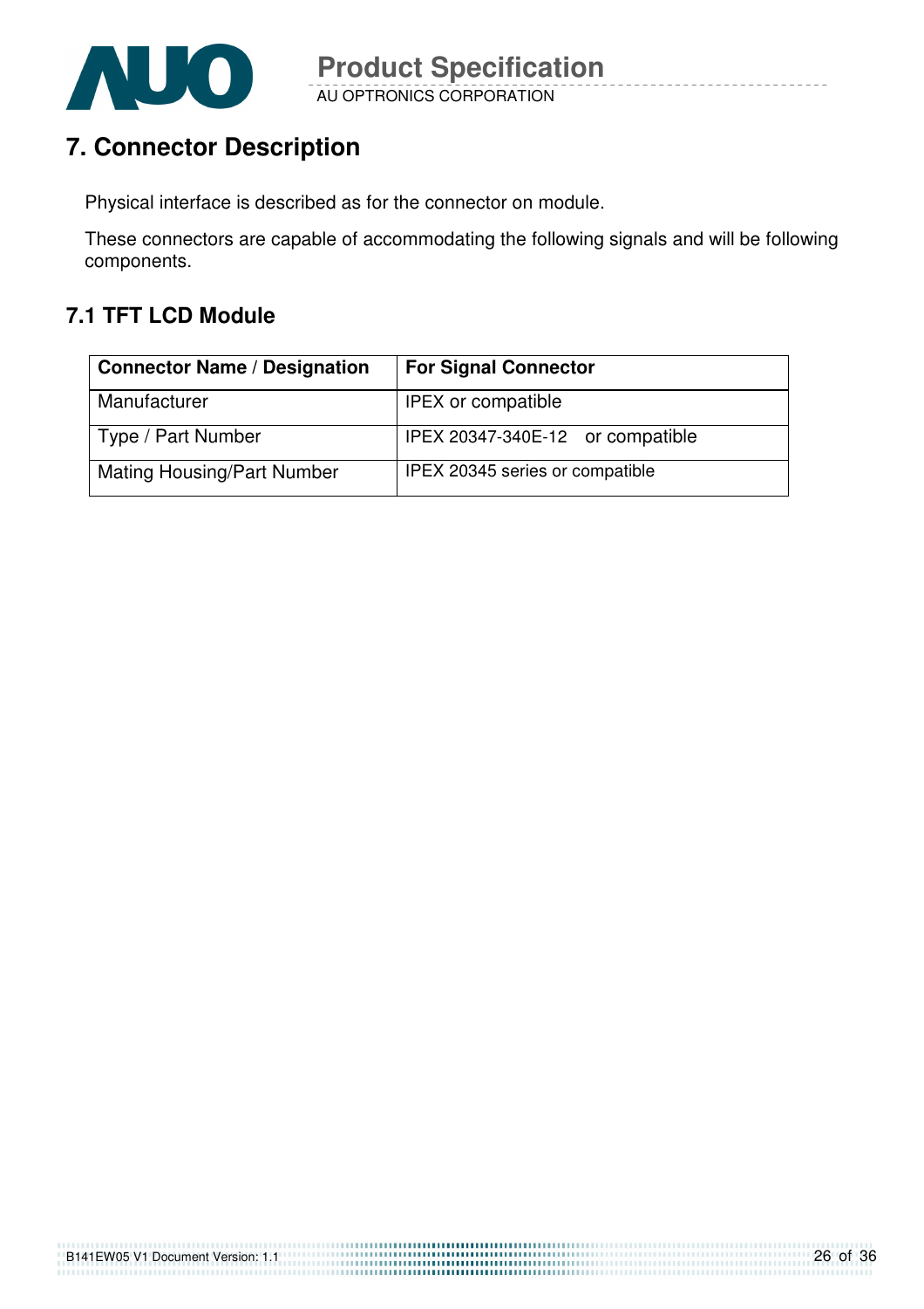# 7. Connector Description

Physical interface is described as for the connector on module.

These connectors are capable of accommodating the following signals and will be following components.

## 7.1 TFT LCD Module

| **Connector Name / Designation** | **For Signal Connector** |
|---|---|
| Manufacturer | IPEX or compatible |
| Type / Part Number | IPEX 20347-340E-12 or compatible |
| Mating Housing/Part Number | IPEX 20345 series or compatible |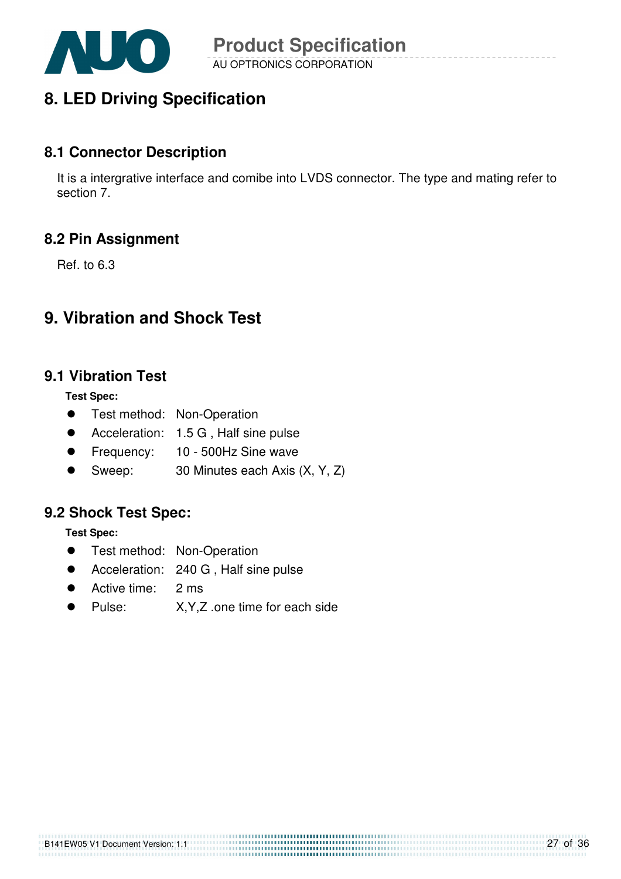# 8. LED Driving Specification

## 8.1 Connector Description

It is a intergrative interface and comibe into LVDS connector. The type and mating refer to section 7.

## 8.2 Pin Assignment

Ref. to 6.3

# 9. Vibration and Shock Test

## 9.1 Vibration Test

**Test Spec:**

- Test method: Non-Operation
- Acceleration: 1.5 G , Half sine pulse
- Frequency: 10 - 500Hz Sine wave
- Sweep: 30 Minutes each Axis (X, Y, Z)

## 9.2 Shock Test Spec:

**Test Spec:**

- Test method: Non-Operation
- Acceleration: 240 G , Half sine pulse
- Active time: 2 ms
- Pulse: X,Y,Z .one time for each side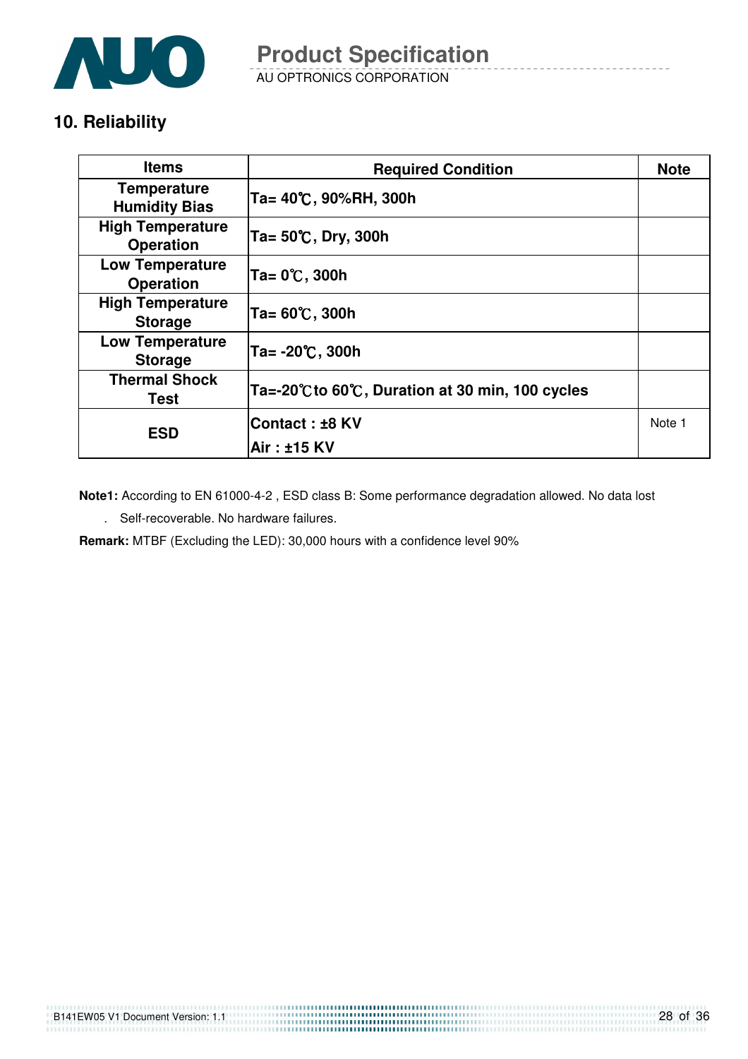## 10. Reliability

| Items | Required Condition | Note |
|---|---|---|
| Temperature Humidity Bias | Ta= 40℃, 90%RH, 300h | |
| High Temperature Operation | Ta= 50℃, Dry, 300h | |
| Low Temperature Operation | Ta= 0℃, 300h | |
| High Temperature Storage | Ta= 60℃, 300h | |
| Low Temperature Storage | Ta= -20℃, 300h | |
| Thermal Shock Test | Ta=-20℃to 60℃, Duration at 30 min, 100 cycles | |
| ESD | Contact : ±8 KV<br>Air : ±15 KV | Note 1 |

**Note1:** According to EN 61000-4-2 , ESD class B: Some performance degradation allowed. No data lost

. Self-recoverable. No hardware failures.

**Remark:** MTBF (Excluding the LED): 30,000 hours with a confidence level 90%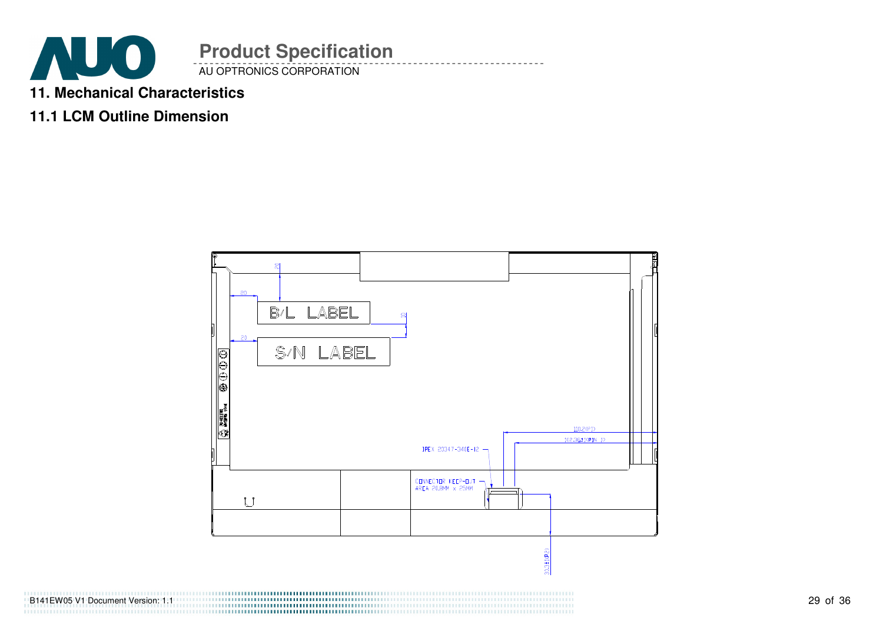## 11. Mechanical Characteristics

### 11.1 LCM Outline Dimension

B/L LABEL

S/N LABEL

IPEX 20347-340E-12

CONNECTOR KEEP-OUT AREA 20.8MM x 25MM

110.2(PIN 1)

102.363(PIN 1)

30.34(PIN 1)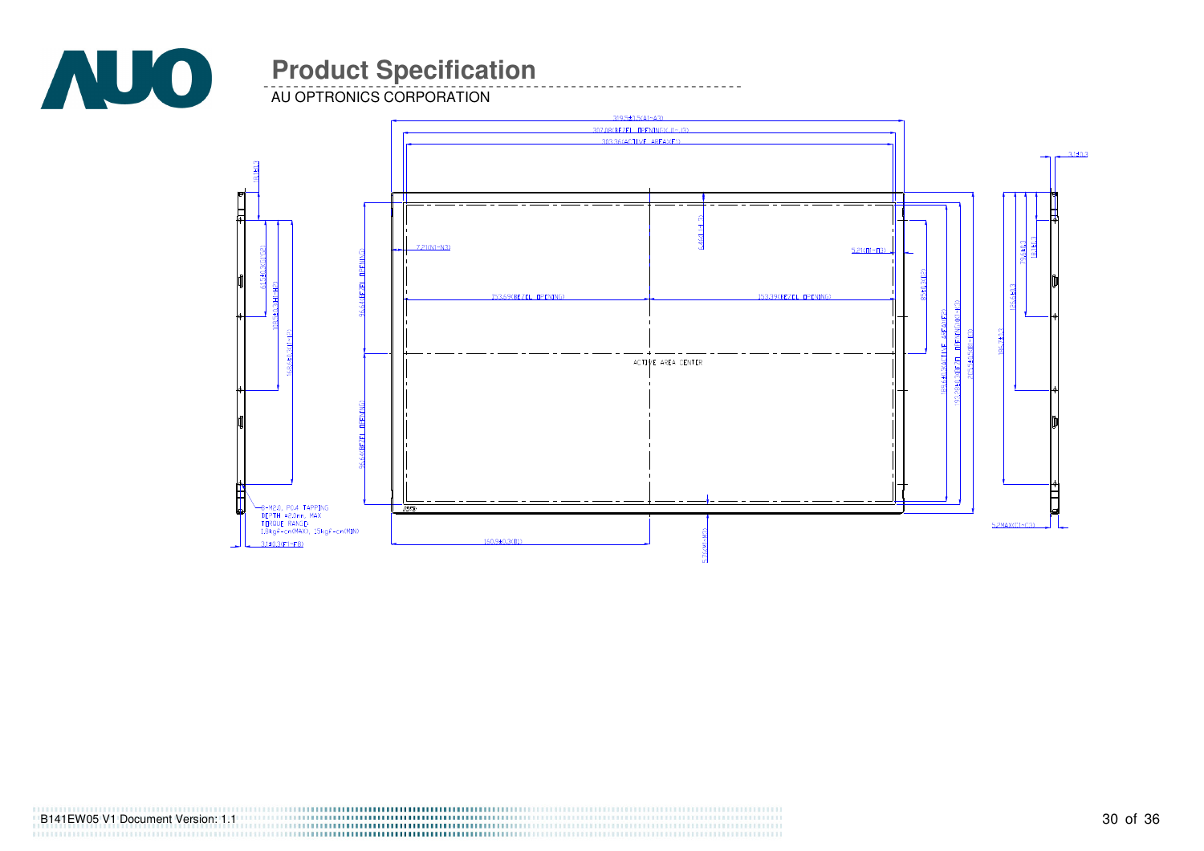319.5±0.5(A1-A3)

307.08(BEZEL OPENING)(J1-J3)

303.36(ACTIVE AREA)(E1)

3.1±0.3

1.8±0.3

61.4±0.3(G1-G2)

108.4±0.3(H1-H3)

168.5±0.3(I1-I2)

96.64(BEZEL OPENING)

96.64(BEZEL OPENING)

7.21(N1-N3)

5.21(O1-O3)

6.46(L1-L3)

153.69(BEZEL OPENING)

153.39(BEZEL OPENING)

ACTIVE AREA CENTER

85±0.3(P2)

189.64±0.3(ACTIVE AREA)(F2)

193.28±0.3(BEZEL OPENING)(K1-K3)

205.5±0.5(B1-B3)

185.2±0.3

128±0.3

75±0.3

18±0.3

8-M2.0, P0.4 TAPPING
DEPTH =2.0mm MAX
TORQUE RANGE:
1.8kgf-cm(MAX), 1.5kgf-cm(MIN)

3.1±0.3(F1-F8)

160.8±0.3(D1)

5.7(M1-M3)

5.2MAX(C1-C3)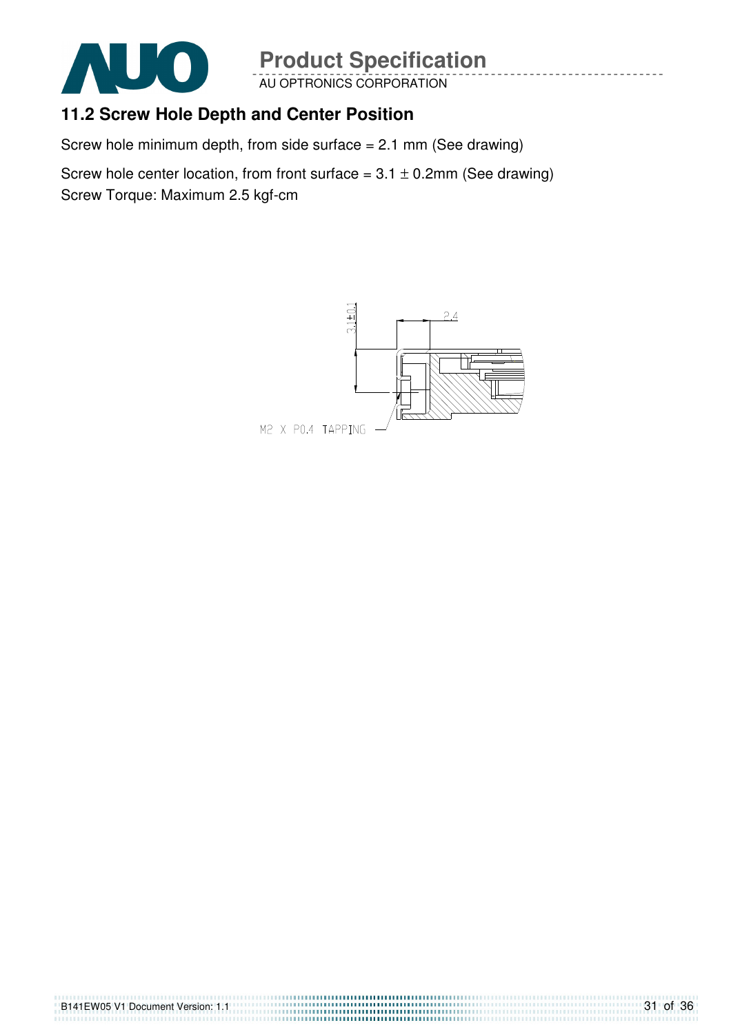## 11.2 Screw Hole Depth and Center Position

Screw hole minimum depth, from side surface = 2.1 mm (See drawing)

Screw hole center location, from front surface = 3.1 ± 0.2mm (See drawing)

Screw Torque: Maximum 2.5 kgf-cm

3.1±0.1

2.4

M2 X P0.4 TAPPING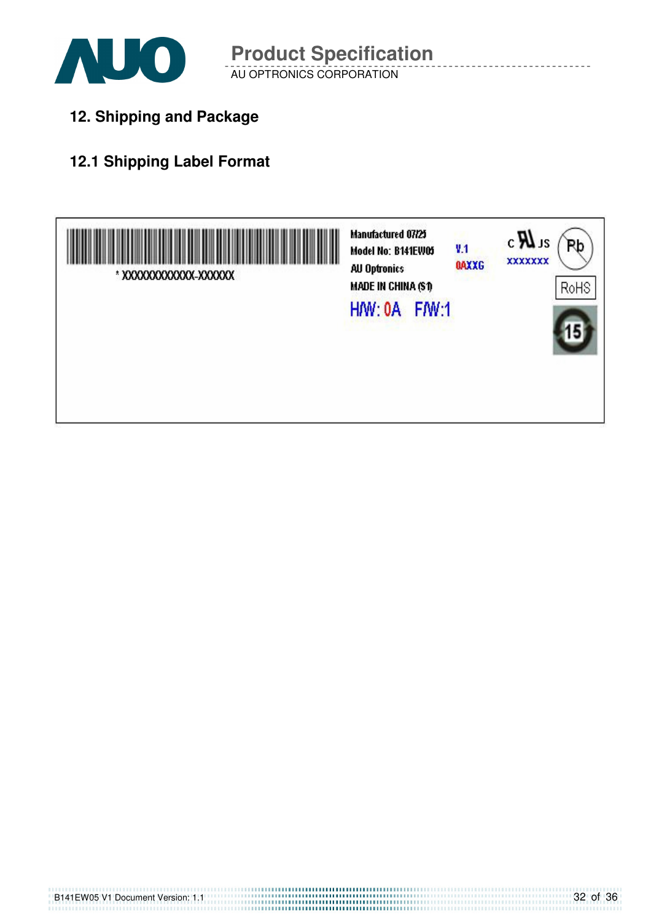## 12. Shipping and Package

### 12.1 Shipping Label Format

\* XXXXXXXXXXXX-XXXXXX

Manufactured 07/25
Model No: B141EW05 V.1
AU Optronics 0AXXG
MADE IN CHINA (S1)

H/W: 0A F/W:1

c UL us XXXXXXX

Pb

RoHS

15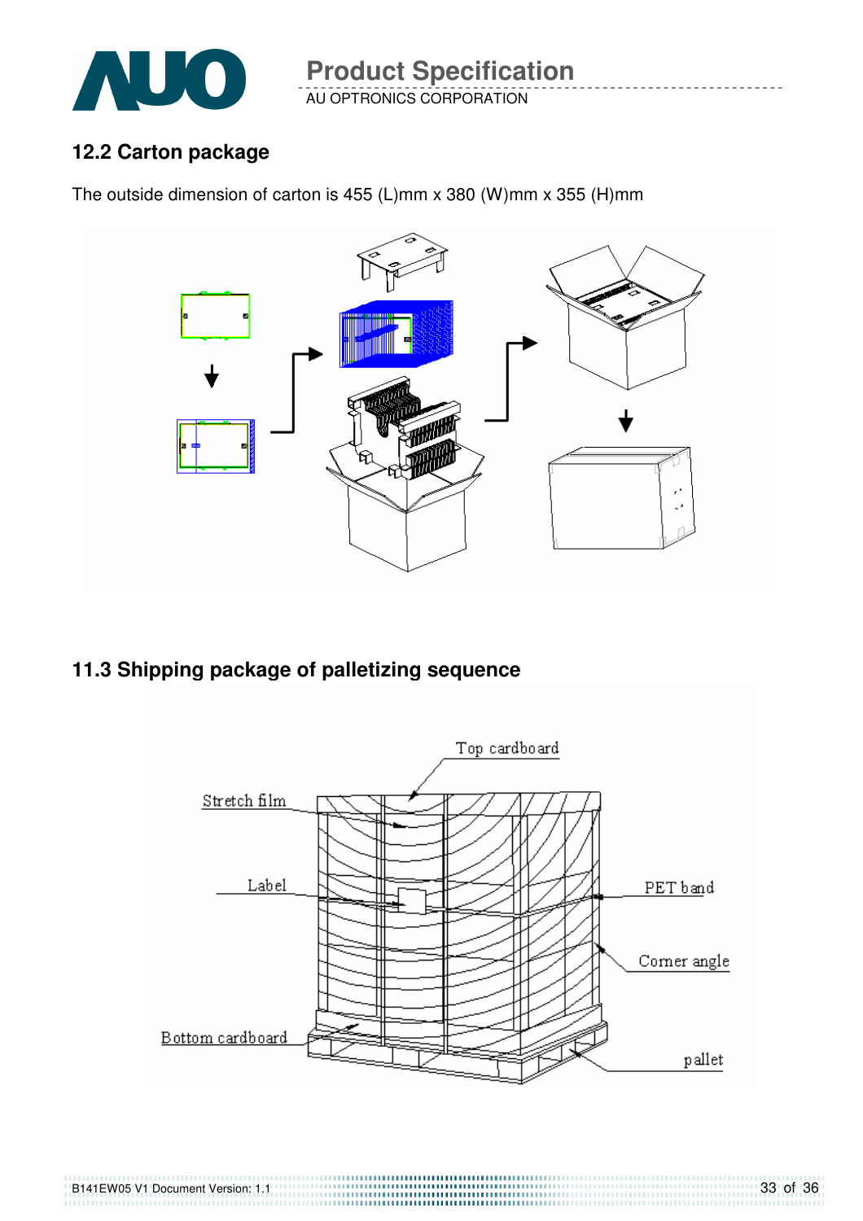## 12.2 Carton package

The outside dimension of carton is 455 (L)mm x 380 (W)mm x 355 (H)mm

## 11.3 Shipping package of palletizing sequence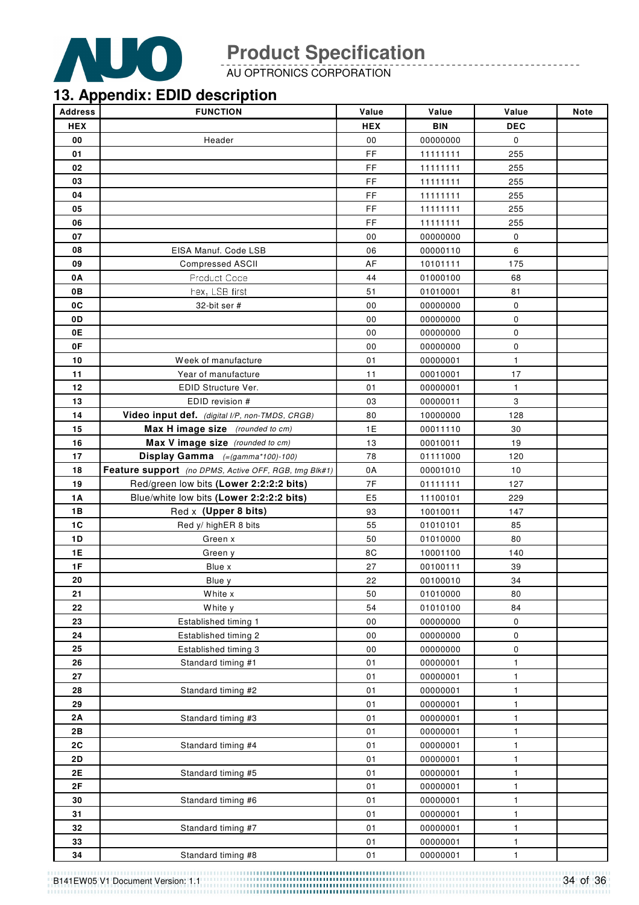## 13. Appendix: EDID description

| Address | FUNCTION | Value | Value | Value | Note |
|---|---|---|---|---|---|
| HEX | | HEX | BIN | DEC | |
| 00 | Header | 00 | 00000000 | 0 | |
| 01 | | FF | 11111111 | 255 | |
| 02 | | FF | 11111111 | 255 | |
| 03 | | FF | 11111111 | 255 | |
| 04 | | FF | 11111111 | 255 | |
| 05 | | FF | 11111111 | 255 | |
| 06 | | FF | 11111111 | 255 | |
| 07 | | 00 | 00000000 | 0 | |
| 08 | EISA Manuf. Code LSB | 06 | 00000110 | 6 | |
| 09 | Compressed ASCII | AF | 10101111 | 175 | |
| 0A | Product Code | 44 | 01000100 | 68 | |
| 0B | hex, LSB first | 51 | 01010001 | 81 | |
| 0C | 32-bit ser # | 00 | 00000000 | 0 | |
| 0D | | 00 | 00000000 | 0 | |
| 0E | | 00 | 00000000 | 0 | |
| 0F | | 00 | 00000000 | 0 | |
| 10 | Week of manufacture | 01 | 00000001 | 1 | |
| 11 | Year of manufacture | 11 | 00010001 | 17 | |
| 12 | EDID Structure Ver. | 01 | 00000001 | 1 | |
| 13 | EDID revision # | 03 | 00000011 | 3 | |
| 14 | **Video input def.** *(digital I/P, non-TMDS, CRGB)* | 80 | 10000000 | 128 | |
| 15 | **Max H image size** *(rounded to cm)* | 1E | 00011110 | 30 | |
| 16 | **Max V image size** *(rounded to cm)* | 13 | 00010011 | 19 | |
| 17 | **Display Gamma** *(=(gamma*100)-100)* | 78 | 01111000 | 120 | |
| 18 | **Feature support** *(no DPMS, Active OFF, RGB, tmg Blk#1)* | 0A | 00001010 | 10 | |
| 19 | Red/green low bits **(Lower 2:2:2:2 bits)** | 7F | 01111111 | 127 | |
| 1A | Blue/white low bits **(Lower 2:2:2:2 bits)** | E5 | 11100101 | 229 | |
| 1B | Red x **(Upper 8 bits)** | 93 | 10010011 | 147 | |
| 1C | Red y/ highER 8 bits | 55 | 01010101 | 85 | |
| 1D | Green x | 50 | 01010000 | 80 | |
| 1E | Green y | 8C | 10001100 | 140 | |
| 1F | Blue x | 27 | 00100111 | 39 | |
| 20 | Blue y | 22 | 00100010 | 34 | |
| 21 | White x | 50 | 01010000 | 80 | |
| 22 | White y | 54 | 01010100 | 84 | |
| 23 | Established timing 1 | 00 | 00000000 | 0 | |
| 24 | Established timing 2 | 00 | 00000000 | 0 | |
| 25 | Established timing 3 | 00 | 00000000 | 0 | |
| 26 | Standard timing #1 | 01 | 00000001 | 1 | |
| 27 | | 01 | 00000001 | 1 | |
| 28 | Standard timing #2 | 01 | 00000001 | 1 | |
| 29 | | 01 | 00000001 | 1 | |
| 2A | Standard timing #3 | 01 | 00000001 | 1 | |
| 2B | | 01 | 00000001 | 1 | |
| 2C | Standard timing #4 | 01 | 00000001 | 1 | |
| 2D | | 01 | 00000001 | 1 | |
| 2E | Standard timing #5 | 01 | 00000001 | 1 | |
| 2F | | 01 | 00000001 | 1 | |
| 30 | Standard timing #6 | 01 | 00000001 | 1 | |
| 31 | | 01 | 00000001 | 1 | |
| 32 | Standard timing #7 | 01 | 00000001 | 1 | |
| 33 | | 01 | 00000001 | 1 | |
| 34 | Standard timing #8 | 01 | 00000001 | 1 | |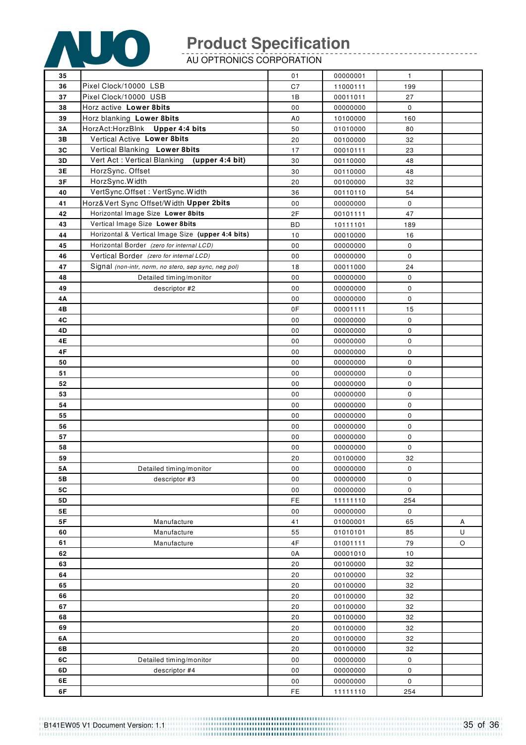| 35 | | 01 | 00000001 | 1 | |
|---|---|---|---|---|---|
| 36 | Pixel Clock/10000 LSB | C7 | 11000111 | 199 | |
| 37 | Pixel Clock/10000 USB | 1B | 00011011 | 27 | |
| 38 | Horz active **Lower 8bits** | 00 | 00000000 | 0 | |
| 39 | Horz blanking **Lower 8bits** | A0 | 10100000 | 160 | |
| 3A | HorzAct:HorzBlnk **Upper 4:4 bits** | 50 | 01010000 | 80 | |
| 3B | Vertical Active **Lower 8bits** | 20 | 00100000 | 32 | |
| 3C | Vertical Blanking **Lower 8bits** | 17 | 00010111 | 23 | |
| 3D | Vert Act : Vertical Blanking **(upper 4:4 bit)** | 30 | 00110000 | 48 | |
| 3E | HorzSync. Offset | 30 | 00110000 | 48 | |
| 3F | HorzSync.Width | 20 | 00100000 | 32 | |
| 40 | VertSync.Offset : VertSync.Width | 36 | 00110110 | 54 | |
| 41 | Horz&Vert Sync Offset/Width **Upper 2bits** | 00 | 00000000 | 0 | |
| 42 | Horizontal Image Size **Lower 8bits** | 2F | 00101111 | 47 | |
| 43 | Vertical Image Size **Lower 8bits** | BD | 10111101 | 189 | |
| 44 | Horizontal & Vertical Image Size **(upper 4:4 bits)** | 10 | 00010000 | 16 | |
| 45 | Horizontal Border *(zero for internal LCD)* | 00 | 00000000 | 0 | |
| 46 | Vertical Border *(zero for internal LCD)* | 00 | 00000000 | 0 | |
| 47 | Signal *(non-intr, norm, no stero, sep sync, neg pol)* | 18 | 00011000 | 24 | |
| 48 | Detailed timing/monitor | 00 | 00000000 | 0 | |
| 49 | descriptor #2 | 00 | 00000000 | 0 | |
| 4A | | 00 | 00000000 | 0 | |
| 4B | | 0F | 00001111 | 15 | |
| 4C | | 00 | 00000000 | 0 | |
| 4D | | 00 | 00000000 | 0 | |
| 4E | | 00 | 00000000 | 0 | |
| 4F | | 00 | 00000000 | 0 | |
| 50 | | 00 | 00000000 | 0 | |
| 51 | | 00 | 00000000 | 0 | |
| 52 | | 00 | 00000000 | 0 | |
| 53 | | 00 | 00000000 | 0 | |
| 54 | | 00 | 00000000 | 0 | |
| 55 | | 00 | 00000000 | 0 | |
| 56 | | 00 | 00000000 | 0 | |
| 57 | | 00 | 00000000 | 0 | |
| 58 | | 00 | 00000000 | 0 | |
| 59 | | 20 | 00100000 | 32 | |
| 5A | Detailed timing/monitor | 00 | 00000000 | 0 | |
| 5B | descriptor #3 | 00 | 00000000 | 0 | |
| 5C | | 00 | 00000000 | 0 | |
| 5D | | FE | 11111110 | 254 | |
| 5E | | 00 | 00000000 | 0 | |
| 5F | Manufacture | 41 | 01000001 | 65 | A |
| 60 | Manufacture | 55 | 01010101 | 85 | U |
| 61 | Manufacture | 4F | 01001111 | 79 | O |
| 62 | | 0A | 00001010 | 10 | |
| 63 | | 20 | 00100000 | 32 | |
| 64 | | 20 | 00100000 | 32 | |
| 65 | | 20 | 00100000 | 32 | |
| 66 | | 20 | 00100000 | 32 | |
| 67 | | 20 | 00100000 | 32 | |
| 68 | | 20 | 00100000 | 32 | |
| 69 | | 20 | 00100000 | 32 | |
| 6A | | 20 | 00100000 | 32 | |
| 6B | | 20 | 00100000 | 32 | |
| 6C | Detailed timing/monitor | 00 | 00000000 | 0 | |
| 6D | descriptor #4 | 00 | 00000000 | 0 | |
| 6E | | 00 | 00000000 | 0 | |
| 6F | | FE | 11111110 | 254 | |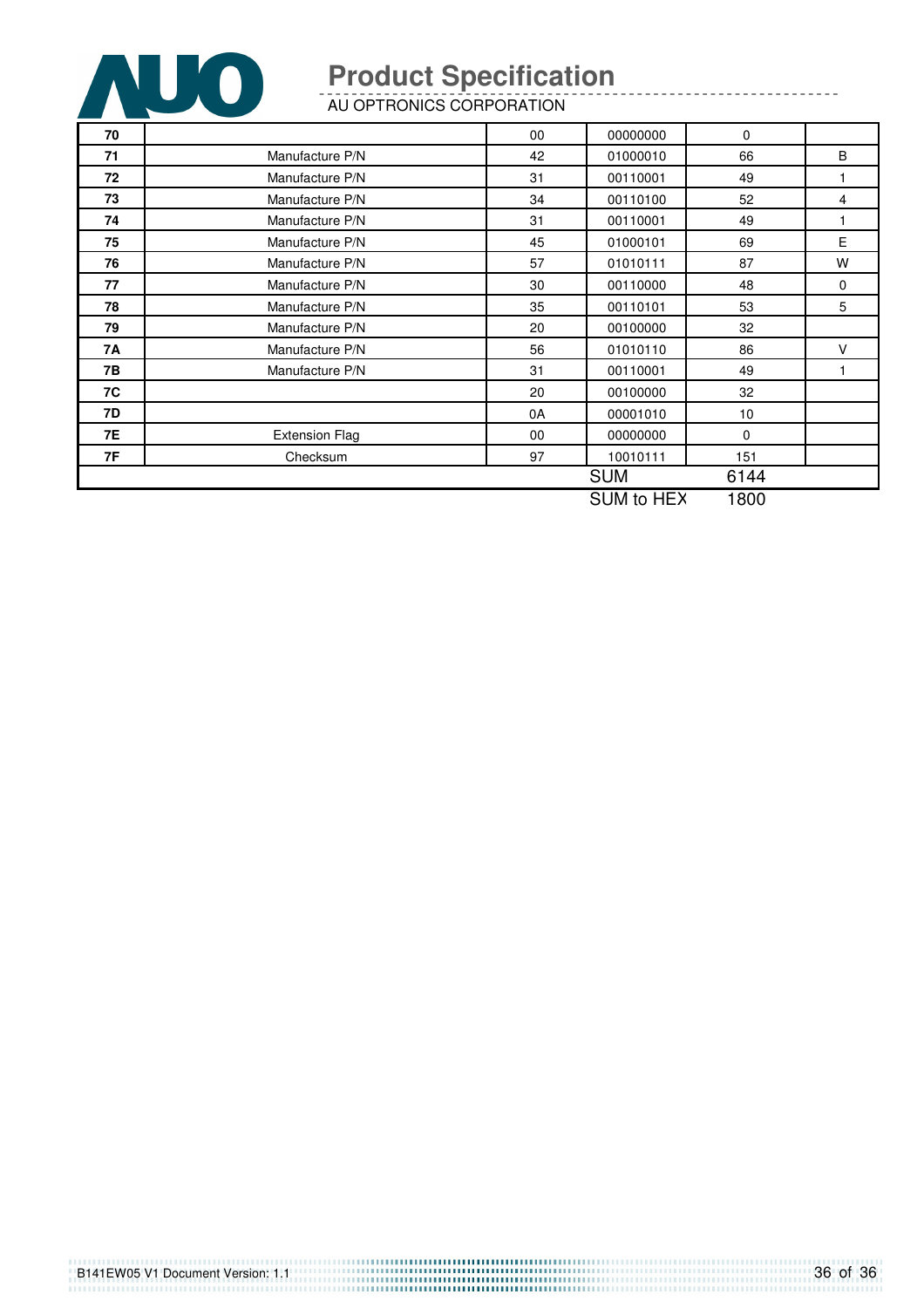| | | | | | |
|---|---|---|---|---|---|
| **70** | | 00 | 00000000 | 0 | |
| **71** | Manufacture P/N | 42 | 01000010 | 66 | B |
| **72** | Manufacture P/N | 31 | 00110001 | 49 | 1 |
| **73** | Manufacture P/N | 34 | 00110100 | 52 | 4 |
| **74** | Manufacture P/N | 31 | 00110001 | 49 | 1 |
| **75** | Manufacture P/N | 45 | 01000101 | 69 | E |
| **76** | Manufacture P/N | 57 | 01010111 | 87 | W |
| **77** | Manufacture P/N | 30 | 00110000 | 48 | 0 |
| **78** | Manufacture P/N | 35 | 00110101 | 53 | 5 |
| **79** | Manufacture P/N | 20 | 00100000 | 32 | |
| **7A** | Manufacture P/N | 56 | 01010110 | 86 | V |
| **7B** | Manufacture P/N | 31 | 00110001 | 49 | 1 |
| **7C** | | 20 | 00100000 | 32 | |
| **7D** | | 0A | 00001010 | 10 | |
| **7E** | Extension Flag | 00 | 00000000 | 0 | |
| **7F** | Checksum | 97 | 10010111 | 151 | |
| | | | SUM | 6144 | |
| | | | SUM to HEX | 1800 | |